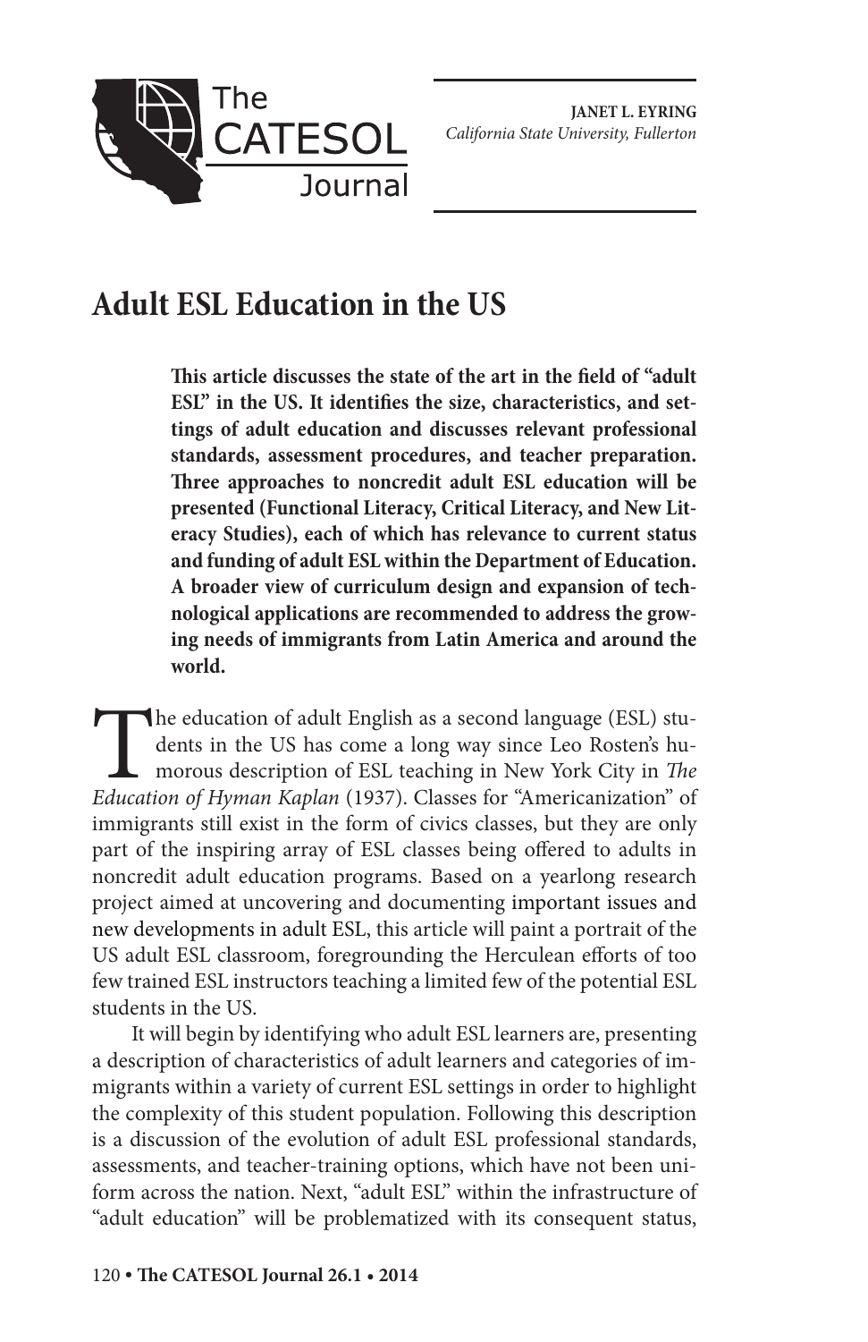**JANET L. EYRING**
*California State University, Fullerton*

# Adult ESL Education in the US

**This article discusses the state of the art in the field of "adult ESL" in the US. It identifies the size, characteristics, and settings of adult education and discusses relevant professional standards, assessment procedures, and teacher preparation. Three approaches to noncredit adult ESL education will be presented (Functional Literacy, Critical Literacy, and New Literacy Studies), each of which has relevance to current status and funding of adult ESL within the Department of Education. A broader view of curriculum design and expansion of technological applications are recommended to address the growing needs of immigrants from Latin America and around the world.**

The education of adult English as a second language (ESL) students in the US has come a long way since Leo Rosten's humorous description of ESL teaching in New York City in *The Education of Hyman Kaplan* (1937). Classes for "Americanization" of immigrants still exist in the form of civics classes, but they are only part of the inspiring array of ESL classes being offered to adults in noncredit adult education programs. Based on a yearlong research project aimed at uncovering and documenting important issues and new developments in adult ESL, this article will paint a portrait of the US adult ESL classroom, foregrounding the Herculean efforts of too few trained ESL instructors teaching a limited few of the potential ESL students in the US.

It will begin by identifying who adult ESL learners are, presenting a description of characteristics of adult learners and categories of immigrants within a variety of current ESL settings in order to highlight the complexity of this student population. Following this description is a discussion of the evolution of adult ESL professional standards, assessments, and teacher-training options, which have not been uniform across the nation. Next, "adult ESL" within the infrastructure of "adult education" will be problematized with its consequent status,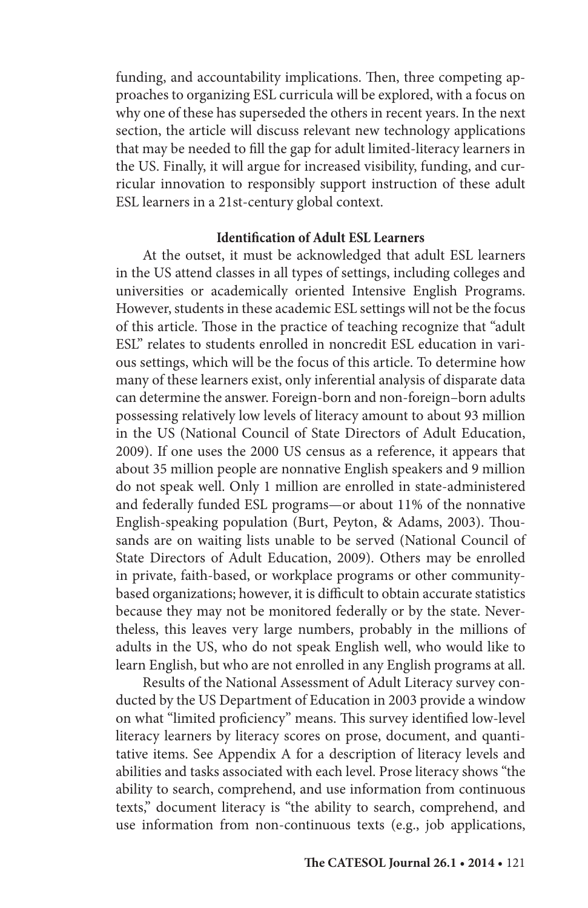funding, and accountability implications. Then, three competing approaches to organizing ESL curricula will be explored, with a focus on why one of these has superseded the others in recent years. In the next section, the article will discuss relevant new technology applications that may be needed to fill the gap for adult limited-literacy learners in the US. Finally, it will argue for increased visibility, funding, and curricular innovation to responsibly support instruction of these adult ESL learners in a 21st-century global context.

## Identification of Adult ESL Learners

At the outset, it must be acknowledged that adult ESL learners in the US attend classes in all types of settings, including colleges and universities or academically oriented Intensive English Programs. However, students in these academic ESL settings will not be the focus of this article. Those in the practice of teaching recognize that "adult ESL" relates to students enrolled in noncredit ESL education in various settings, which will be the focus of this article. To determine how many of these learners exist, only inferential analysis of disparate data can determine the answer. Foreign-born and non-foreign–born adults possessing relatively low levels of literacy amount to about 93 million in the US (National Council of State Directors of Adult Education, 2009). If one uses the 2000 US census as a reference, it appears that about 35 million people are nonnative English speakers and 9 million do not speak well. Only 1 million are enrolled in state-administered and federally funded ESL programs—or about 11% of the nonnative English-speaking population (Burt, Peyton, & Adams, 2003). Thousands are on waiting lists unable to be served (National Council of State Directors of Adult Education, 2009). Others may be enrolled in private, faith-based, or workplace programs or other community-based organizations; however, it is difficult to obtain accurate statistics because they may not be monitored federally or by the state. Nevertheless, this leaves very large numbers, probably in the millions of adults in the US, who do not speak English well, who would like to learn English, but who are not enrolled in any English programs at all.

Results of the National Assessment of Adult Literacy survey conducted by the US Department of Education in 2003 provide a window on what "limited proficiency" means. This survey identified low-level literacy learners by literacy scores on prose, document, and quantitative items. See Appendix A for a description of literacy levels and abilities and tasks associated with each level. Prose literacy shows "the ability to search, comprehend, and use information from continuous texts," document literacy is "the ability to search, comprehend, and use information from non-continuous texts (e.g., job applications,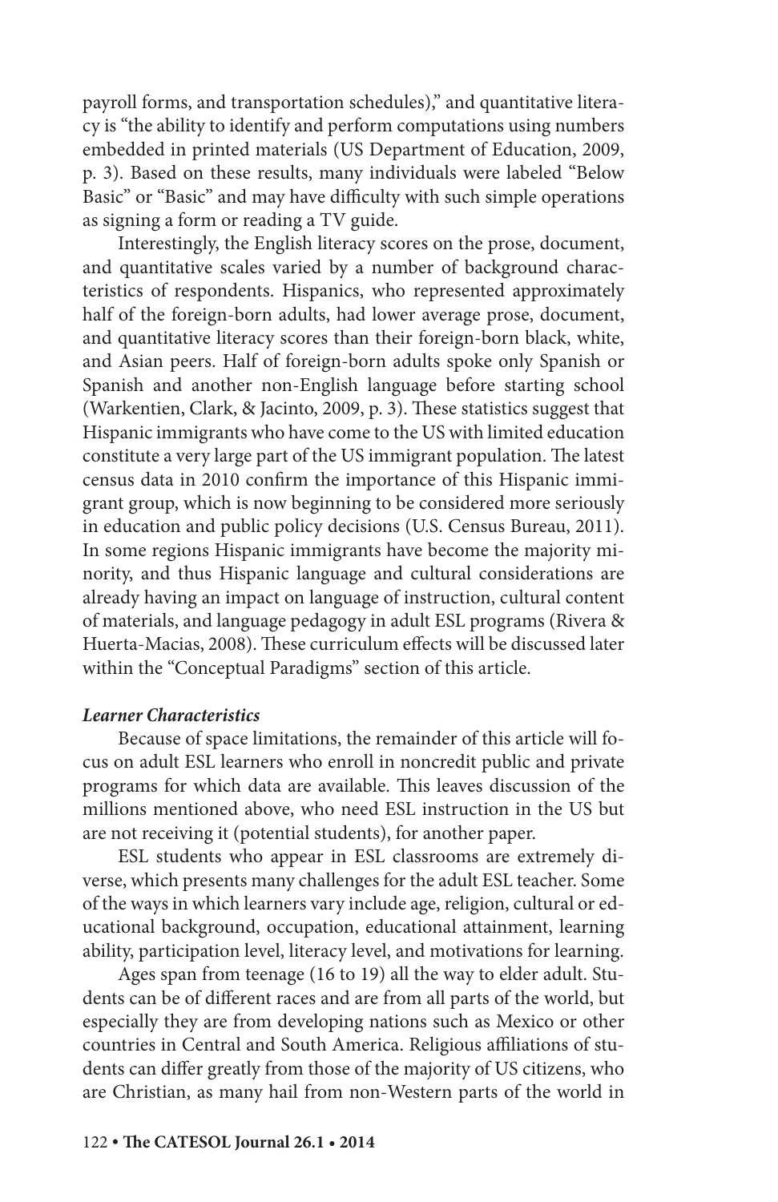payroll forms, and transportation schedules)," and quantitative literacy is "the ability to identify and perform computations using numbers embedded in printed materials (US Department of Education, 2009, p. 3). Based on these results, many individuals were labeled "Below Basic" or "Basic" and may have difficulty with such simple operations as signing a form or reading a TV guide.

Interestingly, the English literacy scores on the prose, document, and quantitative scales varied by a number of background characteristics of respondents. Hispanics, who represented approximately half of the foreign-born adults, had lower average prose, document, and quantitative literacy scores than their foreign-born black, white, and Asian peers. Half of foreign-born adults spoke only Spanish or Spanish and another non-English language before starting school (Warkentien, Clark, & Jacinto, 2009, p. 3). These statistics suggest that Hispanic immigrants who have come to the US with limited education constitute a very large part of the US immigrant population. The latest census data in 2010 confirm the importance of this Hispanic immigrant group, which is now beginning to be considered more seriously in education and public policy decisions (U.S. Census Bureau, 2011). In some regions Hispanic immigrants have become the majority minority, and thus Hispanic language and cultural considerations are already having an impact on language of instruction, cultural content of materials, and language pedagogy in adult ESL programs (Rivera & Huerta-Macias, 2008). These curriculum effects will be discussed later within the "Conceptual Paradigms" section of this article.

### *Learner Characteristics*

Because of space limitations, the remainder of this article will focus on adult ESL learners who enroll in noncredit public and private programs for which data are available. This leaves discussion of the millions mentioned above, who need ESL instruction in the US but are not receiving it (potential students), for another paper.

ESL students who appear in ESL classrooms are extremely diverse, which presents many challenges for the adult ESL teacher. Some of the ways in which learners vary include age, religion, cultural or educational background, occupation, educational attainment, learning ability, participation level, literacy level, and motivations for learning.

Ages span from teenage (16 to 19) all the way to elder adult. Students can be of different races and are from all parts of the world, but especially they are from developing nations such as Mexico or other countries in Central and South America. Religious affiliations of students can differ greatly from those of the majority of US citizens, who are Christian, as many hail from non-Western parts of the world in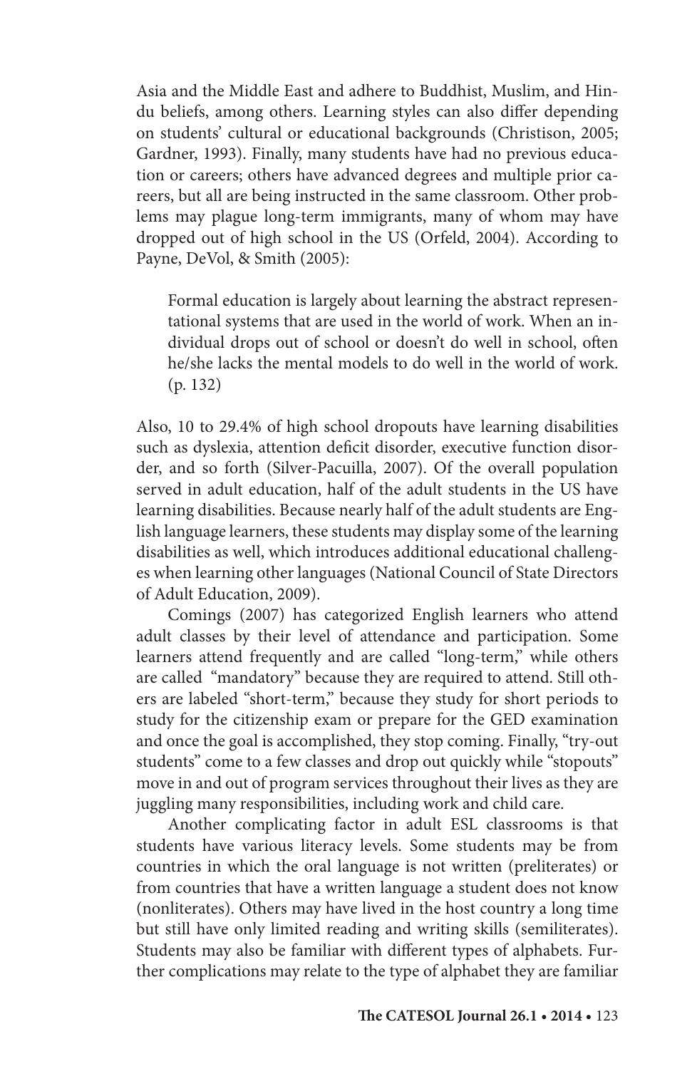Asia and the Middle East and adhere to Buddhist, Muslim, and Hindu beliefs, among others. Learning styles can also differ depending on students' cultural or educational backgrounds (Christison, 2005; Gardner, 1993). Finally, many students have had no previous education or careers; others have advanced degrees and multiple prior careers, but all are being instructed in the same classroom. Other problems may plague long-term immigrants, many of whom may have dropped out of high school in the US (Orfeld, 2004). According to Payne, DeVol, & Smith (2005):

> Formal education is largely about learning the abstract representational systems that are used in the world of work. When an individual drops out of school or doesn't do well in school, often he/she lacks the mental models to do well in the world of work. (p. 132)

Also, 10 to 29.4% of high school dropouts have learning disabilities such as dyslexia, attention deficit disorder, executive function disorder, and so forth (Silver-Pacuilla, 2007). Of the overall population served in adult education, half of the adult students in the US have learning disabilities. Because nearly half of the adult students are English language learners, these students may display some of the learning disabilities as well, which introduces additional educational challenges when learning other languages (National Council of State Directors of Adult Education, 2009).

Comings (2007) has categorized English learners who attend adult classes by their level of attendance and participation. Some learners attend frequently and are called "long-term," while others are called "mandatory" because they are required to attend. Still others are labeled "short-term," because they study for short periods to study for the citizenship exam or prepare for the GED examination and once the goal is accomplished, they stop coming. Finally, "try-out students" come to a few classes and drop out quickly while "stopouts" move in and out of program services throughout their lives as they are juggling many responsibilities, including work and child care.

Another complicating factor in adult ESL classrooms is that students have various literacy levels. Some students may be from countries in which the oral language is not written (preliterates) or from countries that have a written language a student does not know (nonliterates). Others may have lived in the host country a long time but still have only limited reading and writing skills (semiliterates). Students may also be familiar with different types of alphabets. Further complications may relate to the type of alphabet they are familiar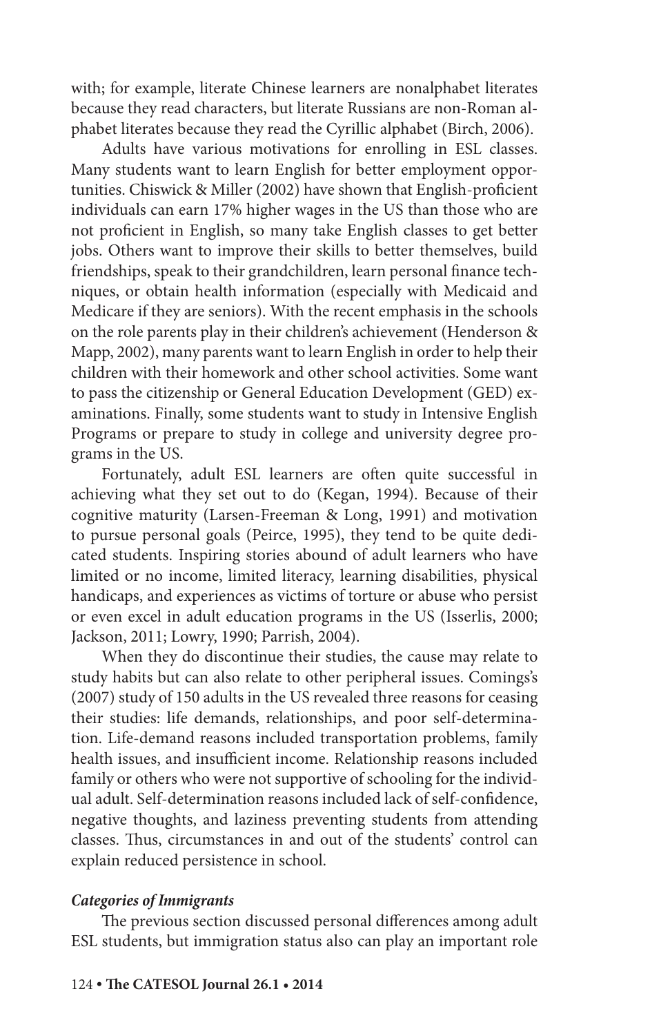with; for example, literate Chinese learners are nonalphabet literates because they read characters, but literate Russians are non-Roman alphabet literates because they read the Cyrillic alphabet (Birch, 2006).

Adults have various motivations for enrolling in ESL classes. Many students want to learn English for better employment opportunities. Chiswick & Miller (2002) have shown that English-proficient individuals can earn 17% higher wages in the US than those who are not proficient in English, so many take English classes to get better jobs. Others want to improve their skills to better themselves, build friendships, speak to their grandchildren, learn personal finance techniques, or obtain health information (especially with Medicaid and Medicare if they are seniors). With the recent emphasis in the schools on the role parents play in their children's achievement (Henderson & Mapp, 2002), many parents want to learn English in order to help their children with their homework and other school activities. Some want to pass the citizenship or General Education Development (GED) examinations. Finally, some students want to study in Intensive English Programs or prepare to study in college and university degree programs in the US.

Fortunately, adult ESL learners are often quite successful in achieving what they set out to do (Kegan, 1994). Because of their cognitive maturity (Larsen-Freeman & Long, 1991) and motivation to pursue personal goals (Peirce, 1995), they tend to be quite dedicated students. Inspiring stories abound of adult learners who have limited or no income, limited literacy, learning disabilities, physical handicaps, and experiences as victims of torture or abuse who persist or even excel in adult education programs in the US (Isserlis, 2000; Jackson, 2011; Lowry, 1990; Parrish, 2004).

When they do discontinue their studies, the cause may relate to study habits but can also relate to other peripheral issues. Comings's (2007) study of 150 adults in the US revealed three reasons for ceasing their studies: life demands, relationships, and poor self-determination. Life-demand reasons included transportation problems, family health issues, and insufficient income. Relationship reasons included family or others who were not supportive of schooling for the individual adult. Self-determination reasons included lack of self-confidence, negative thoughts, and laziness preventing students from attending classes. Thus, circumstances in and out of the students' control can explain reduced persistence in school.

### *Categories of Immigrants*

The previous section discussed personal differences among adult ESL students, but immigration status also can play an important role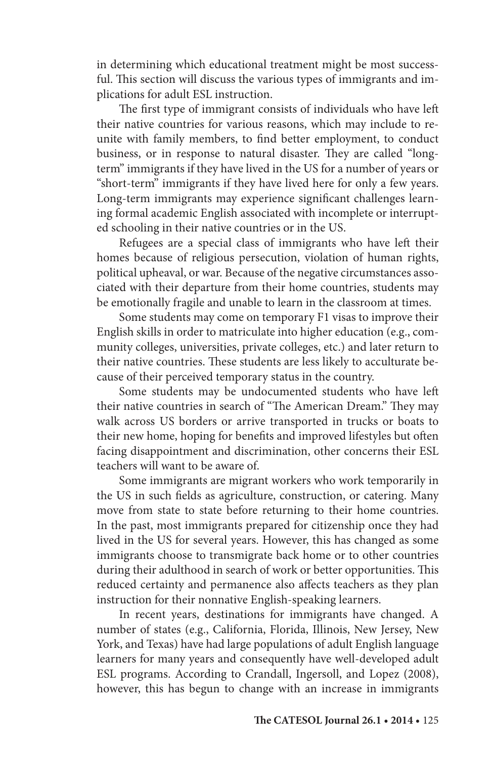in determining which educational treatment might be most successful. This section will discuss the various types of immigrants and implications for adult ESL instruction.

The first type of immigrant consists of individuals who have left their native countries for various reasons, which may include to reunite with family members, to find better employment, to conduct business, or in response to natural disaster. They are called "long-term" immigrants if they have lived in the US for a number of years or "short-term" immigrants if they have lived here for only a few years. Long-term immigrants may experience significant challenges learning formal academic English associated with incomplete or interrupted schooling in their native countries or in the US.

Refugees are a special class of immigrants who have left their homes because of religious persecution, violation of human rights, political upheaval, or war. Because of the negative circumstances associated with their departure from their home countries, students may be emotionally fragile and unable to learn in the classroom at times.

Some students may come on temporary F1 visas to improve their English skills in order to matriculate into higher education (e.g., community colleges, universities, private colleges, etc.) and later return to their native countries. These students are less likely to acculturate because of their perceived temporary status in the country.

Some students may be undocumented students who have left their native countries in search of "The American Dream." They may walk across US borders or arrive transported in trucks or boats to their new home, hoping for benefits and improved lifestyles but often facing disappointment and discrimination, other concerns their ESL teachers will want to be aware of.

Some immigrants are migrant workers who work temporarily in the US in such fields as agriculture, construction, or catering. Many move from state to state before returning to their home countries. In the past, most immigrants prepared for citizenship once they had lived in the US for several years. However, this has changed as some immigrants choose to transmigrate back home or to other countries during their adulthood in search of work or better opportunities. This reduced certainty and permanence also affects teachers as they plan instruction for their nonnative English-speaking learners.

In recent years, destinations for immigrants have changed. A number of states (e.g., California, Florida, Illinois, New Jersey, New York, and Texas) have had large populations of adult English language learners for many years and consequently have well-developed adult ESL programs. According to Crandall, Ingersoll, and Lopez (2008), however, this has begun to change with an increase in immigrants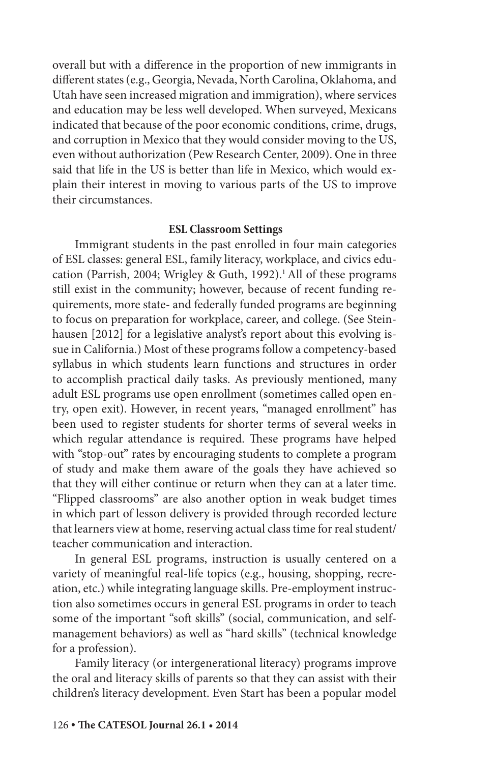overall but with a difference in the proportion of new immigrants in different states (e.g., Georgia, Nevada, North Carolina, Oklahoma, and Utah have seen increased migration and immigration), where services and education may be less well developed. When surveyed, Mexicans indicated that because of the poor economic conditions, crime, drugs, and corruption in Mexico that they would consider moving to the US, even without authorization (Pew Research Center, 2009). One in three said that life in the US is better than life in Mexico, which would explain their interest in moving to various parts of the US to improve their circumstances.

### ESL Classroom Settings

Immigrant students in the past enrolled in four main categories of ESL classes: general ESL, family literacy, workplace, and civics education (Parrish, 2004; Wrigley & Guth, 1992).[1] All of these programs still exist in the community; however, because of recent funding requirements, more state- and federally funded programs are beginning to focus on preparation for workplace, career, and college. (See Steinhausen [2012] for a legislative analyst's report about this evolving issue in California.) Most of these programs follow a competency-based syllabus in which students learn functions and structures in order to accomplish practical daily tasks. As previously mentioned, many adult ESL programs use open enrollment (sometimes called open entry, open exit). However, in recent years, "managed enrollment" has been used to register students for shorter terms of several weeks in which regular attendance is required. These programs have helped with "stop-out" rates by encouraging students to complete a program of study and make them aware of the goals they have achieved so that they will either continue or return when they can at a later time. "Flipped classrooms" are also another option in weak budget times in which part of lesson delivery is provided through recorded lecture that learners view at home, reserving actual class time for real student/teacher communication and interaction.

In general ESL programs, instruction is usually centered on a variety of meaningful real-life topics (e.g., housing, shopping, recreation, etc.) while integrating language skills. Pre-employment instruction also sometimes occurs in general ESL programs in order to teach some of the important "soft skills" (social, communication, and self-management behaviors) as well as "hard skills" (technical knowledge for a profession).

Family literacy (or intergenerational literacy) programs improve the oral and literacy skills of parents so that they can assist with their children's literacy development. Even Start has been a popular model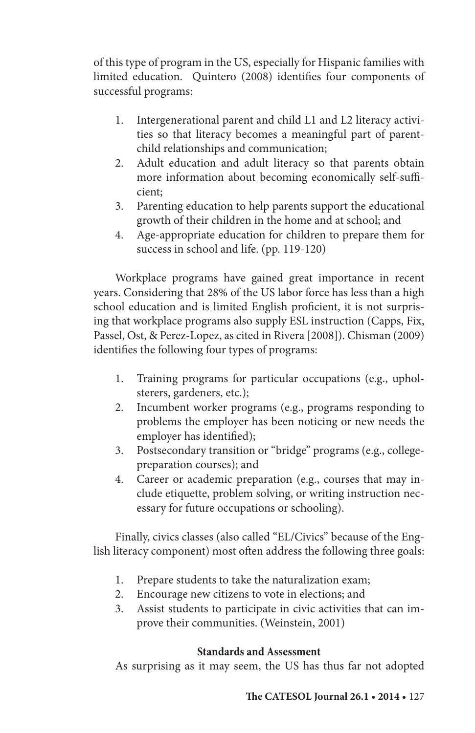of this type of program in the US, especially for Hispanic families with limited education. Quintero (2008) identifies four components of successful programs:

1. Intergenerational parent and child L1 and L2 literacy activities so that literacy becomes a meaningful part of parent-child relationships and communication;
2. Adult education and adult literacy so that parents obtain more information about becoming economically self-sufficient;
3. Parenting education to help parents support the educational growth of their children in the home and at school; and
4. Age-appropriate education for children to prepare them for success in school and life. (pp. 119-120)

Workplace programs have gained great importance in recent years. Considering that 28% of the US labor force has less than a high school education and is limited English proficient, it is not surprising that workplace programs also supply ESL instruction (Capps, Fix, Passel, Ost, & Perez-Lopez, as cited in Rivera [2008]). Chisman (2009) identifies the following four types of programs:

1. Training programs for particular occupations (e.g., upholsterers, gardeners, etc.);
2. Incumbent worker programs (e.g., programs responding to problems the employer has been noticing or new needs the employer has identified);
3. Postsecondary transition or "bridge" programs (e.g., college-preparation courses); and
4. Career or academic preparation (e.g., courses that may include etiquette, problem solving, or writing instruction necessary for future occupations or schooling).

Finally, civics classes (also called "EL/Civics" because of the English literacy component) most often address the following three goals:

1. Prepare students to take the naturalization exam;
2. Encourage new citizens to vote in elections; and
3. Assist students to participate in civic activities that can improve their communities. (Weinstein, 2001)

### Standards and Assessment

As surprising as it may seem, the US has thus far not adopted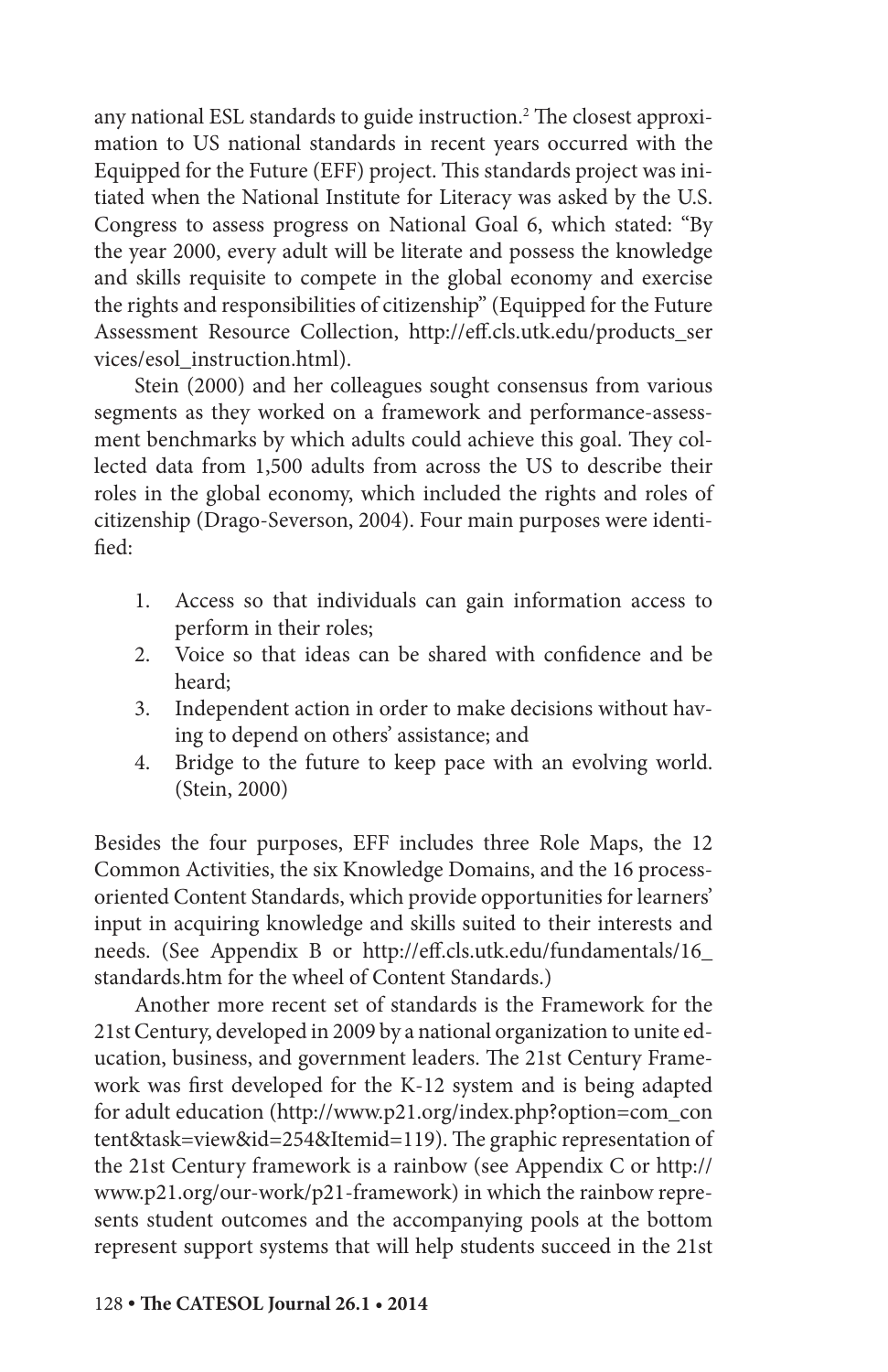any national ESL standards to guide instruction.[2] The closest approximation to US national standards in recent years occurred with the Equipped for the Future (EFF) project. This standards project was initiated when the National Institute for Literacy was asked by the U.S. Congress to assess progress on National Goal 6, which stated: "By the year 2000, every adult will be literate and possess the knowledge and skills requisite to compete in the global economy and exercise the rights and responsibilities of citizenship" (Equipped for the Future Assessment Resource Collection, http://eff.cls.utk.edu/products_services/esol_instruction.html).

Stein (2000) and her colleagues sought consensus from various segments as they worked on a framework and performance-assessment benchmarks by which adults could achieve this goal. They collected data from 1,500 adults from across the US to describe their roles in the global economy, which included the rights and roles of citizenship (Drago-Severson, 2004). Four main purposes were identified:

1. Access so that individuals can gain information access to perform in their roles;
2. Voice so that ideas can be shared with confidence and be heard;
3. Independent action in order to make decisions without having to depend on others' assistance; and
4. Bridge to the future to keep pace with an evolving world. (Stein, 2000)

Besides the four purposes, EFF includes three Role Maps, the 12 Common Activities, the six Knowledge Domains, and the 16 process-oriented Content Standards, which provide opportunities for learners' input in acquiring knowledge and skills suited to their interests and needs. (See Appendix B or http://eff.cls.utk.edu/fundamentals/16_standards.htm for the wheel of Content Standards.)

Another more recent set of standards is the Framework for the 21st Century, developed in 2009 by a national organization to unite education, business, and government leaders. The 21st Century Framework was first developed for the K-12 system and is being adapted for adult education (http://www.p21.org/index.php?option=com_content&task=view&id=254&Itemid=119). The graphic representation of the 21st Century framework is a rainbow (see Appendix C or http://www.p21.org/our-work/p21-framework) in which the rainbow represents student outcomes and the accompanying pools at the bottom represent support systems that will help students succeed in the 21st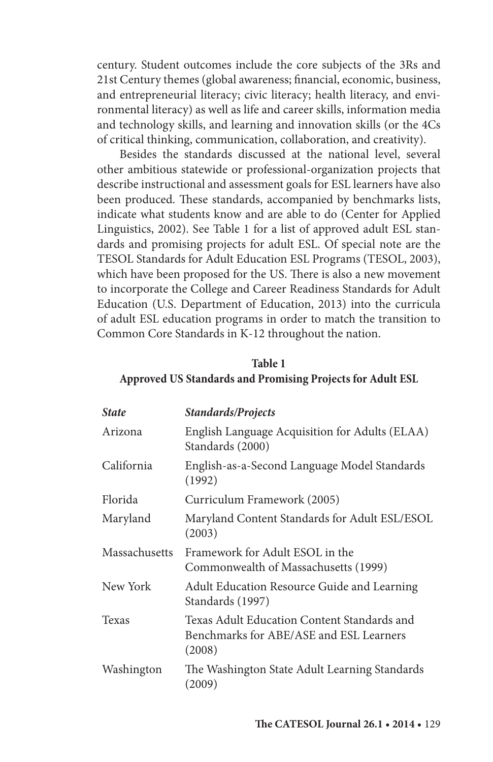century. Student outcomes include the core subjects of the 3Rs and 21st Century themes (global awareness; financial, economic, business, and entrepreneurial literacy; civic literacy; health literacy, and environmental literacy) as well as life and career skills, information media and technology skills, and learning and innovation skills (or the 4Cs of critical thinking, communication, collaboration, and creativity).

Besides the standards discussed at the national level, several other ambitious statewide or professional-organization projects that describe instructional and assessment goals for ESL learners have also been produced. These standards, accompanied by benchmarks lists, indicate what students know and are able to do (Center for Applied Linguistics, 2002). See Table 1 for a list of approved adult ESL standards and promising projects for adult ESL. Of special note are the TESOL Standards for Adult Education ESL Programs (TESOL, 2003), which have been proposed for the US. There is also a new movement to incorporate the College and Career Readiness Standards for Adult Education (U.S. Department of Education, 2013) into the curricula of adult ESL education programs in order to match the transition to Common Core Standards in K-12 throughout the nation.

**Table 1**
**Approved US Standards and Promising Projects for Adult ESL**

| *State* | *Standards/Projects* |
|---|---|
| Arizona | English Language Acquisition for Adults (ELAA) Standards (2000) |
| California | English-as-a-Second Language Model Standards (1992) |
| Florida | Curriculum Framework (2005) |
| Maryland | Maryland Content Standards for Adult ESL/ESOL (2003) |
| Massachusetts | Framework for Adult ESOL in the Commonwealth of Massachusetts (1999) |
| New York | Adult Education Resource Guide and Learning Standards (1997) |
| Texas | Texas Adult Education Content Standards and Benchmarks for ABE/ASE and ESL Learners (2008) |
| Washington | The Washington State Adult Learning Standards (2009) |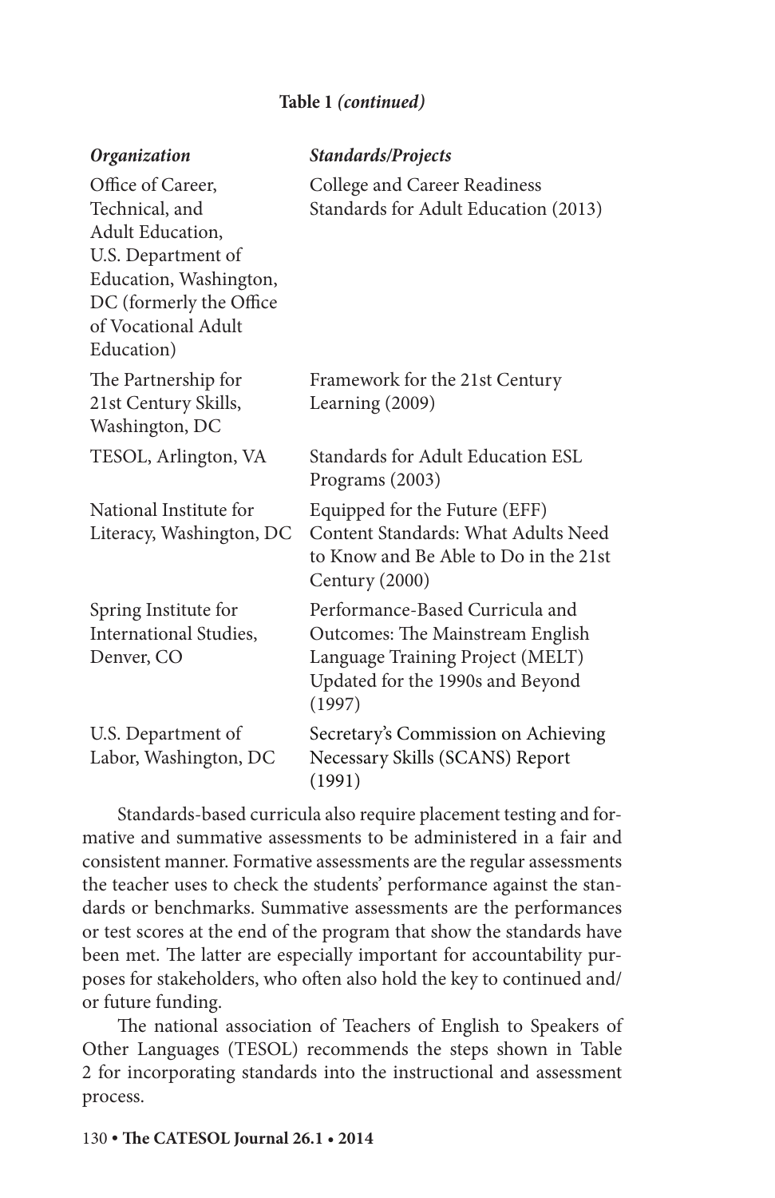**Table 1** ***(continued)***

| *Organization* | *Standards/Projects* |
|---|---|
| Office of Career, Technical, and Adult Education, U.S. Department of Education, Washington, DC (formerly the Office of Vocational Adult Education) | College and Career Readiness Standards for Adult Education (2013) |
| The Partnership for 21st Century Skills, Washington, DC | Framework for the 21st Century Learning (2009) |
| TESOL, Arlington, VA | Standards for Adult Education ESL Programs (2003) |
| National Institute for Literacy, Washington, DC | Equipped for the Future (EFF) Content Standards: What Adults Need to Know and Be Able to Do in the 21st Century (2000) |
| Spring Institute for International Studies, Denver, CO | Performance-Based Curricula and Outcomes: The Mainstream English Language Training Project (MELT) Updated for the 1990s and Beyond (1997) |
| U.S. Department of Labor, Washington, DC | Secretary's Commission on Achieving Necessary Skills (SCANS) Report (1991) |

Standards-based curricula also require placement testing and formative and summative assessments to be administered in a fair and consistent manner. Formative assessments are the regular assessments the teacher uses to check the students' performance against the standards or benchmarks. Summative assessments are the performances or test scores at the end of the program that show the standards have been met. The latter are especially important for accountability purposes for stakeholders, who often also hold the key to continued and/or future funding.

The national association of Teachers of English to Speakers of Other Languages (TESOL) recommends the steps shown in Table 2 for incorporating standards into the instructional and assessment process.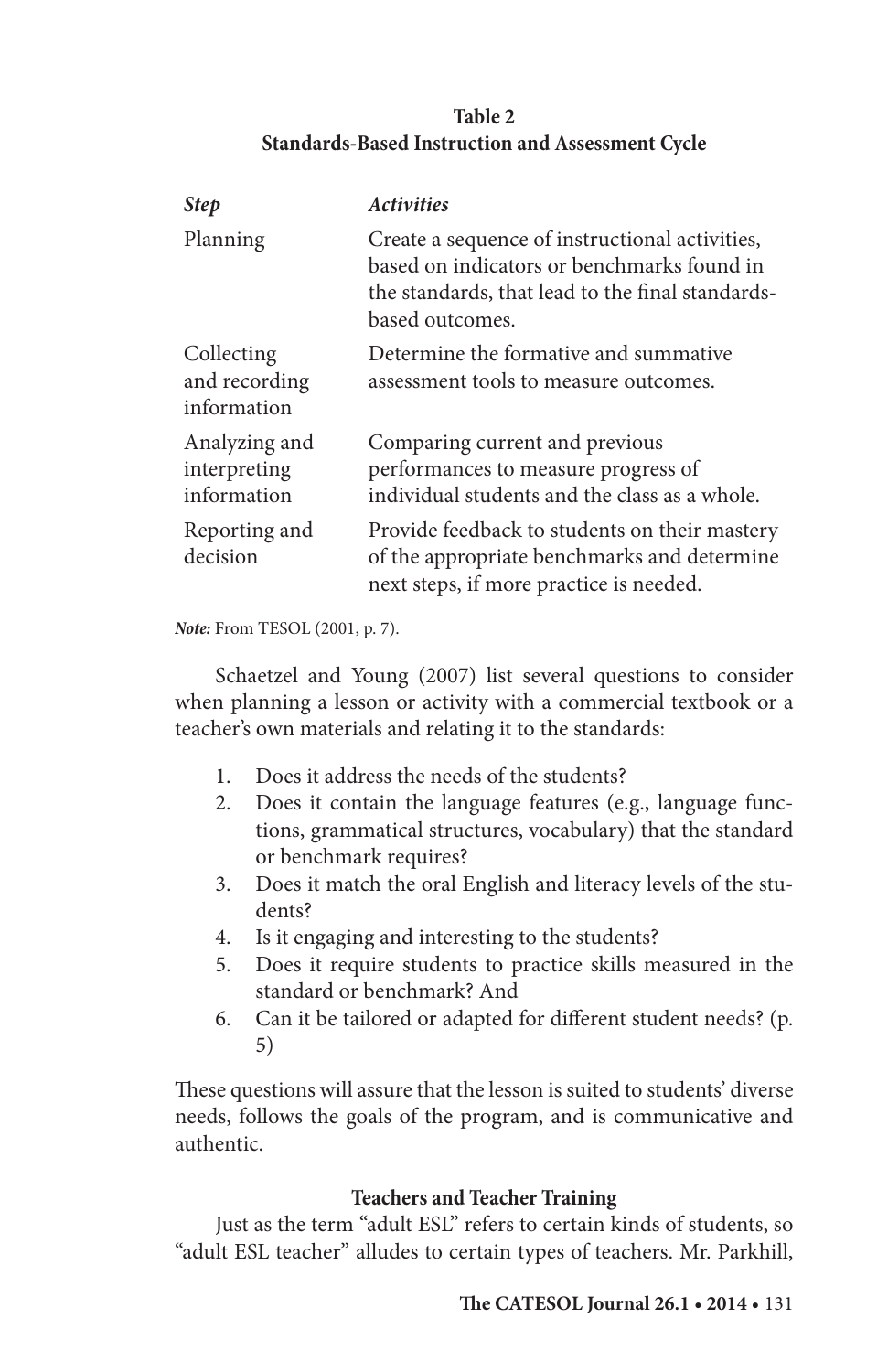**Table 2**
**Standards-Based Instruction and Assessment Cycle**

| *Step* | *Activities* |
|---|---|
| Planning | Create a sequence of instructional activities, based on indicators or benchmarks found in the standards, that lead to the final standards-based outcomes. |
| Collecting and recording information | Determine the formative and summative assessment tools to measure outcomes. |
| Analyzing and interpreting information | Comparing current and previous performances to measure progress of individual students and the class as a whole. |
| Reporting and decision | Provide feedback to students on their mastery of the appropriate benchmarks and determine next steps, if more practice is needed. |

***Note:*** From TESOL (2001, p. 7).

Schaetzel and Young (2007) list several questions to consider when planning a lesson or activity with a commercial textbook or a teacher's own materials and relating it to the standards:

1. Does it address the needs of the students?
2. Does it contain the language features (e.g., language functions, grammatical structures, vocabulary) that the standard or benchmark requires?
3. Does it match the oral English and literacy levels of the students?
4. Is it engaging and interesting to the students?
5. Does it require students to practice skills measured in the standard or benchmark? And
6. Can it be tailored or adapted for different student needs? (p. 5)

These questions will assure that the lesson is suited to students' diverse needs, follows the goals of the program, and is communicative and authentic.

### Teachers and Teacher Training

Just as the term "adult ESL" refers to certain kinds of students, so "adult ESL teacher" alludes to certain types of teachers. Mr. Parkhill,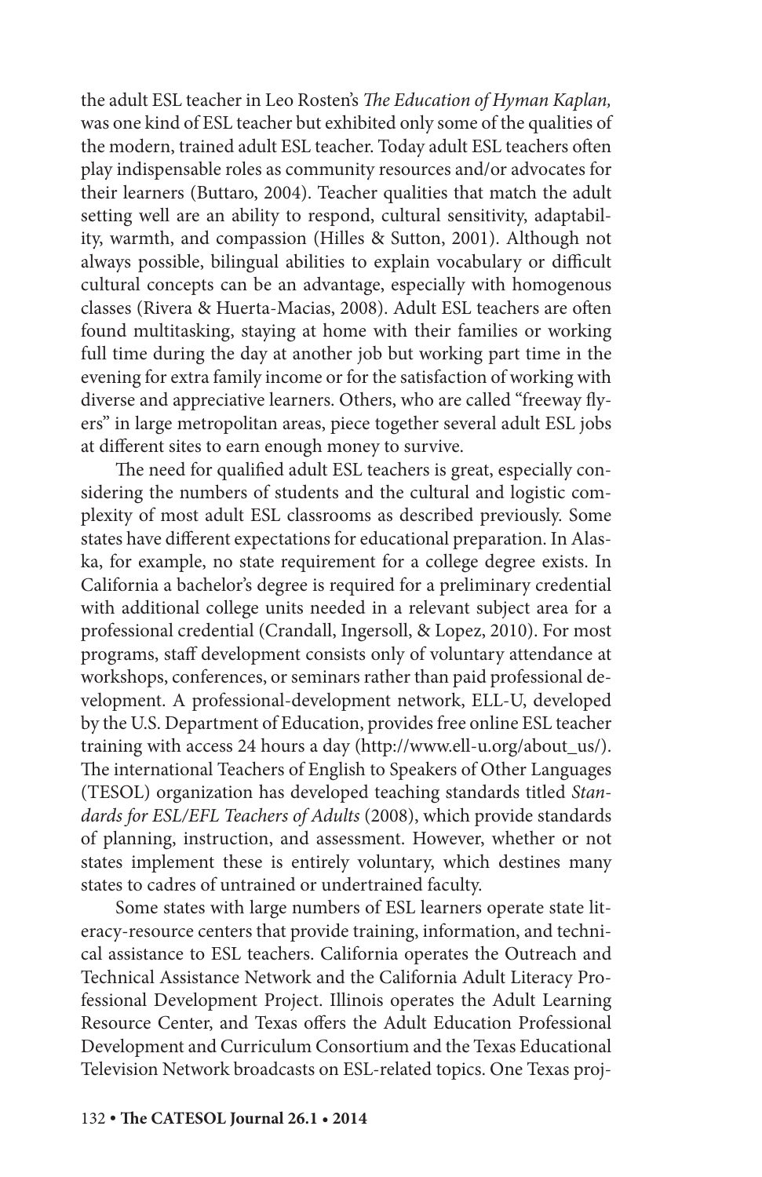the adult ESL teacher in Leo Rosten's *The Education of Hyman Kaplan,* was one kind of ESL teacher but exhibited only some of the qualities of the modern, trained adult ESL teacher. Today adult ESL teachers often play indispensable roles as community resources and/or advocates for their learners (Buttaro, 2004). Teacher qualities that match the adult setting well are an ability to respond, cultural sensitivity, adaptability, warmth, and compassion (Hilles & Sutton, 2001). Although not always possible, bilingual abilities to explain vocabulary or difficult cultural concepts can be an advantage, especially with homogenous classes (Rivera & Huerta-Macias, 2008). Adult ESL teachers are often found multitasking, staying at home with their families or working full time during the day at another job but working part time in the evening for extra family income or for the satisfaction of working with diverse and appreciative learners. Others, who are called "freeway flyers" in large metropolitan areas, piece together several adult ESL jobs at different sites to earn enough money to survive.

The need for qualified adult ESL teachers is great, especially considering the numbers of students and the cultural and logistic complexity of most adult ESL classrooms as described previously. Some states have different expectations for educational preparation. In Alaska, for example, no state requirement for a college degree exists. In California a bachelor's degree is required for a preliminary credential with additional college units needed in a relevant subject area for a professional credential (Crandall, Ingersoll, & Lopez, 2010). For most programs, staff development consists only of voluntary attendance at workshops, conferences, or seminars rather than paid professional development. A professional-development network, ELL-U, developed by the U.S. Department of Education, provides free online ESL teacher training with access 24 hours a day (http://www.ell-u.org/about_us/). The international Teachers of English to Speakers of Other Languages (TESOL) organization has developed teaching standards titled *Standards for ESL/EFL Teachers of Adults* (2008), which provide standards of planning, instruction, and assessment. However, whether or not states implement these is entirely voluntary, which destines many states to cadres of untrained or undertrained faculty.

Some states with large numbers of ESL learners operate state literacy-resource centers that provide training, information, and technical assistance to ESL teachers. California operates the Outreach and Technical Assistance Network and the California Adult Literacy Professional Development Project. Illinois operates the Adult Learning Resource Center, and Texas offers the Adult Education Professional Development and Curriculum Consortium and the Texas Educational Television Network broadcasts on ESL-related topics. One Texas proj-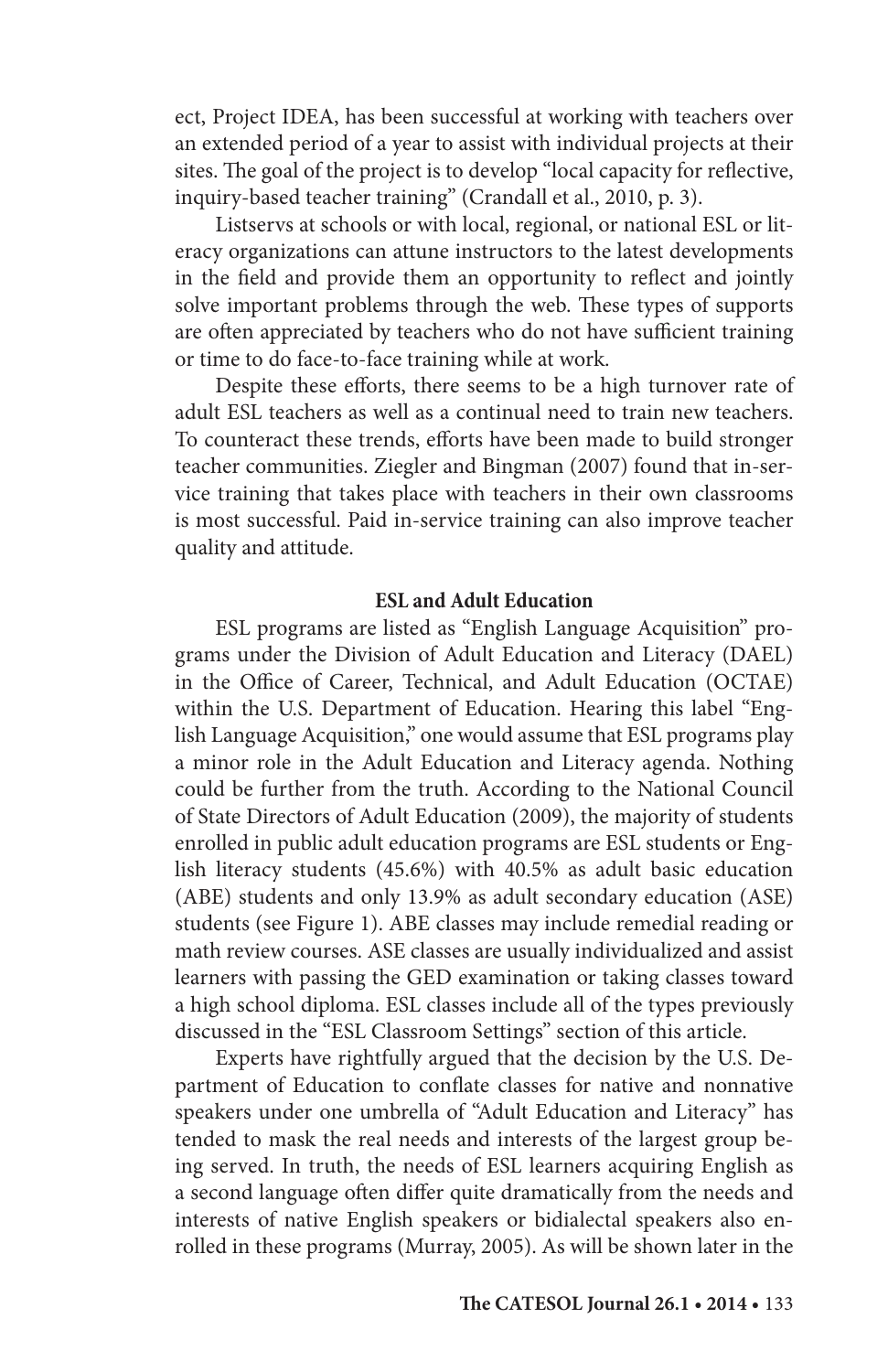ect, Project IDEA, has been successful at working with teachers over an extended period of a year to assist with individual projects at their sites. The goal of the project is to develop "local capacity for reflective, inquiry-based teacher training" (Crandall et al., 2010, p. 3).

Listservs at schools or with local, regional, or national ESL or literacy organizations can attune instructors to the latest developments in the field and provide them an opportunity to reflect and jointly solve important problems through the web. These types of supports are often appreciated by teachers who do not have sufficient training or time to do face-to-face training while at work.

Despite these efforts, there seems to be a high turnover rate of adult ESL teachers as well as a continual need to train new teachers. To counteract these trends, efforts have been made to build stronger teacher communities. Ziegler and Bingman (2007) found that in-service training that takes place with teachers in their own classrooms is most successful. Paid in-service training can also improve teacher quality and attitude.

## ESL and Adult Education

ESL programs are listed as "English Language Acquisition" programs under the Division of Adult Education and Literacy (DAEL) in the Office of Career, Technical, and Adult Education (OCTAE) within the U.S. Department of Education. Hearing this label "English Language Acquisition," one would assume that ESL programs play a minor role in the Adult Education and Literacy agenda. Nothing could be further from the truth. According to the National Council of State Directors of Adult Education (2009), the majority of students enrolled in public adult education programs are ESL students or English literacy students (45.6%) with 40.5% as adult basic education (ABE) students and only 13.9% as adult secondary education (ASE) students (see Figure 1). ABE classes may include remedial reading or math review courses. ASE classes are usually individualized and assist learners with passing the GED examination or taking classes toward a high school diploma. ESL classes include all of the types previously discussed in the "ESL Classroom Settings" section of this article.

Experts have rightfully argued that the decision by the U.S. Department of Education to conflate classes for native and nonnative speakers under one umbrella of "Adult Education and Literacy" has tended to mask the real needs and interests of the largest group being served. In truth, the needs of ESL learners acquiring English as a second language often differ quite dramatically from the needs and interests of native English speakers or bidialectal speakers also enrolled in these programs (Murray, 2005). As will be shown later in the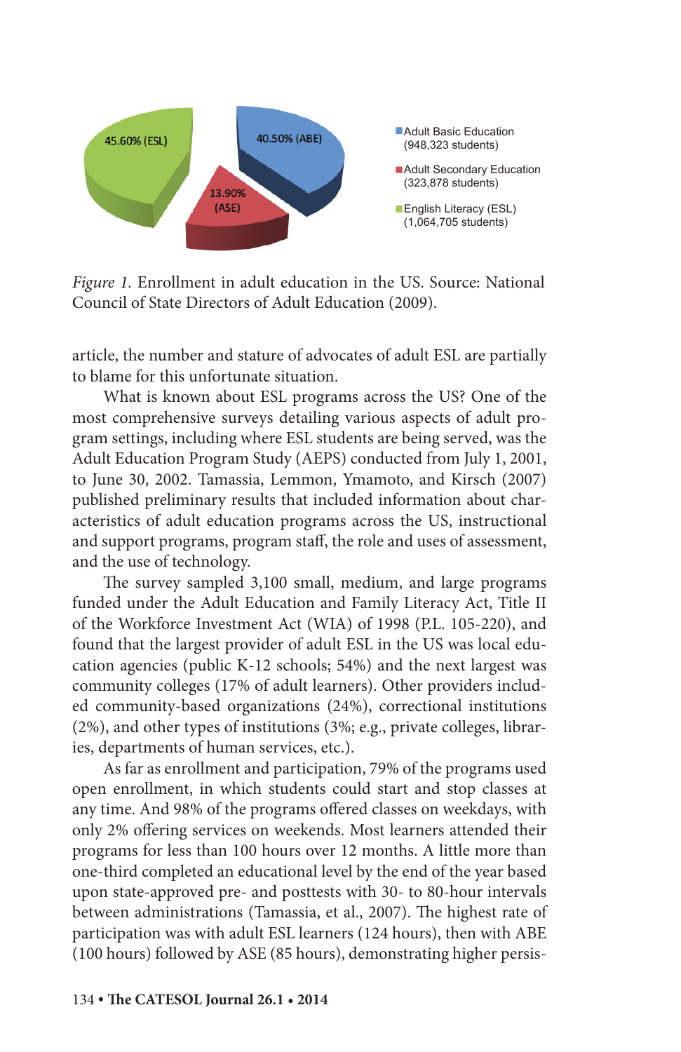*Figure 1.* Enrollment in adult education in the US. Source: National Council of State Directors of Adult Education (2009).

article, the number and stature of advocates of adult ESL are partially to blame for this unfortunate situation.

What is known about ESL programs across the US? One of the most comprehensive surveys detailing various aspects of adult program settings, including where ESL students are being served, was the Adult Education Program Study (AEPS) conducted from July 1, 2001, to June 30, 2002. Tamassia, Lemmon, Ymamoto, and Kirsch (2007) published preliminary results that included information about characteristics of adult education programs across the US, instructional and support programs, program staff, the role and uses of assessment, and the use of technology.

The survey sampled 3,100 small, medium, and large programs funded under the Adult Education and Family Literacy Act, Title II of the Workforce Investment Act (WIA) of 1998 (P.L. 105-220), and found that the largest provider of adult ESL in the US was local education agencies (public K-12 schools; 54%) and the next largest was community colleges (17% of adult learners). Other providers included community-based organizations (24%), correctional institutions (2%), and other types of institutions (3%; e.g., private colleges, libraries, departments of human services, etc.).

As far as enrollment and participation, 79% of the programs used open enrollment, in which students could start and stop classes at any time. And 98% of the programs offered classes on weekdays, with only 2% offering services on weekends. Most learners attended their programs for less than 100 hours over 12 months. A little more than one-third completed an educational level by the end of the year based upon state-approved pre- and posttests with 30- to 80-hour intervals between administrations (Tamassia, et al., 2007). The highest rate of participation was with adult ESL learners (124 hours), then with ABE (100 hours) followed by ASE (85 hours), demonstrating higher persis-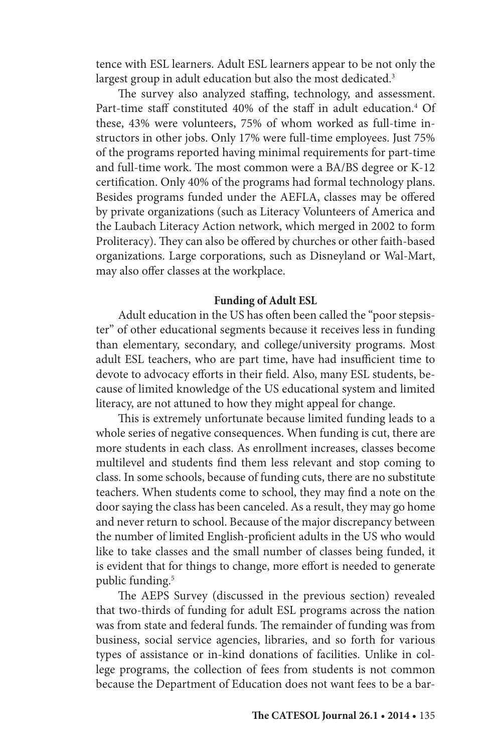tence with ESL learners. Adult ESL learners appear to be not only the largest group in adult education but also the most dedicated.[3]

The survey also analyzed staffing, technology, and assessment. Part-time staff constituted 40% of the staff in adult education.[4] Of these, 43% were volunteers, 75% of whom worked as full-time instructors in other jobs. Only 17% were full-time employees. Just 75% of the programs reported having minimal requirements for part-time and full-time work. The most common were a BA/BS degree or K-12 certification. Only 40% of the programs had formal technology plans. Besides programs funded under the AEFLA, classes may be offered by private organizations (such as Literacy Volunteers of America and the Laubach Literacy Action network, which merged in 2002 to form Proliteracy). They can also be offered by churches or other faith-based organizations. Large corporations, such as Disneyland or Wal-Mart, may also offer classes at the workplace.

### Funding of Adult ESL

Adult education in the US has often been called the "poor stepsister" of other educational segments because it receives less in funding than elementary, secondary, and college/university programs. Most adult ESL teachers, who are part time, have had insufficient time to devote to advocacy efforts in their field. Also, many ESL students, because of limited knowledge of the US educational system and limited literacy, are not attuned to how they might appeal for change.

This is extremely unfortunate because limited funding leads to a whole series of negative consequences. When funding is cut, there are more students in each class. As enrollment increases, classes become multilevel and students find them less relevant and stop coming to class. In some schools, because of funding cuts, there are no substitute teachers. When students come to school, they may find a note on the door saying the class has been canceled. As a result, they may go home and never return to school. Because of the major discrepancy between the number of limited English-proficient adults in the US who would like to take classes and the small number of classes being funded, it is evident that for things to change, more effort is needed to generate public funding.[5]

The AEPS Survey (discussed in the previous section) revealed that two-thirds of funding for adult ESL programs across the nation was from state and federal funds. The remainder of funding was from business, social service agencies, libraries, and so forth for various types of assistance or in-kind donations of facilities. Unlike in college programs, the collection of fees from students is not common because the Department of Education does not want fees to be a bar-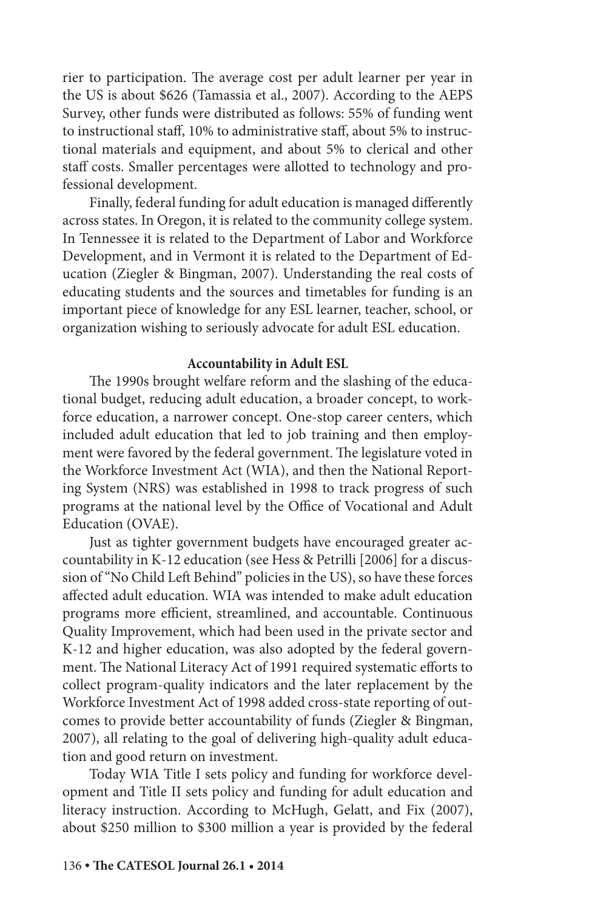rier to participation. The average cost per adult learner per year in the US is about $626 (Tamassia et al., 2007). According to the AEPS Survey, other funds were distributed as follows: 55% of funding went to instructional staff, 10% to administrative staff, about 5% to instructional materials and equipment, and about 5% to clerical and other staff costs. Smaller percentages were allotted to technology and professional development.

Finally, federal funding for adult education is managed differently across states. In Oregon, it is related to the community college system. In Tennessee it is related to the Department of Labor and Workforce Development, and in Vermont it is related to the Department of Education (Ziegler & Bingman, 2007). Understanding the real costs of educating students and the sources and timetables for funding is an important piece of knowledge for any ESL learner, teacher, school, or organization wishing to seriously advocate for adult ESL education.

### Accountability in Adult ESL

The 1990s brought welfare reform and the slashing of the educational budget, reducing adult education, a broader concept, to workforce education, a narrower concept. One-stop career centers, which included adult education that led to job training and then employment were favored by the federal government. The legislature voted in the Workforce Investment Act (WIA), and then the National Reporting System (NRS) was established in 1998 to track progress of such programs at the national level by the Office of Vocational and Adult Education (OVAE).

Just as tighter government budgets have encouraged greater accountability in K-12 education (see Hess & Petrilli [2006] for a discussion of "No Child Left Behind" policies in the US), so have these forces affected adult education. WIA was intended to make adult education programs more efficient, streamlined, and accountable. Continuous Quality Improvement, which had been used in the private sector and K-12 and higher education, was also adopted by the federal government. The National Literacy Act of 1991 required systematic efforts to collect program-quality indicators and the later replacement by the Workforce Investment Act of 1998 added cross-state reporting of outcomes to provide better accountability of funds (Ziegler & Bingman, 2007), all relating to the goal of delivering high-quality adult education and good return on investment.

Today WIA Title I sets policy and funding for workforce development and Title II sets policy and funding for adult education and literacy instruction. According to McHugh, Gelatt, and Fix (2007), about $250 million to $300 million a year is provided by the federal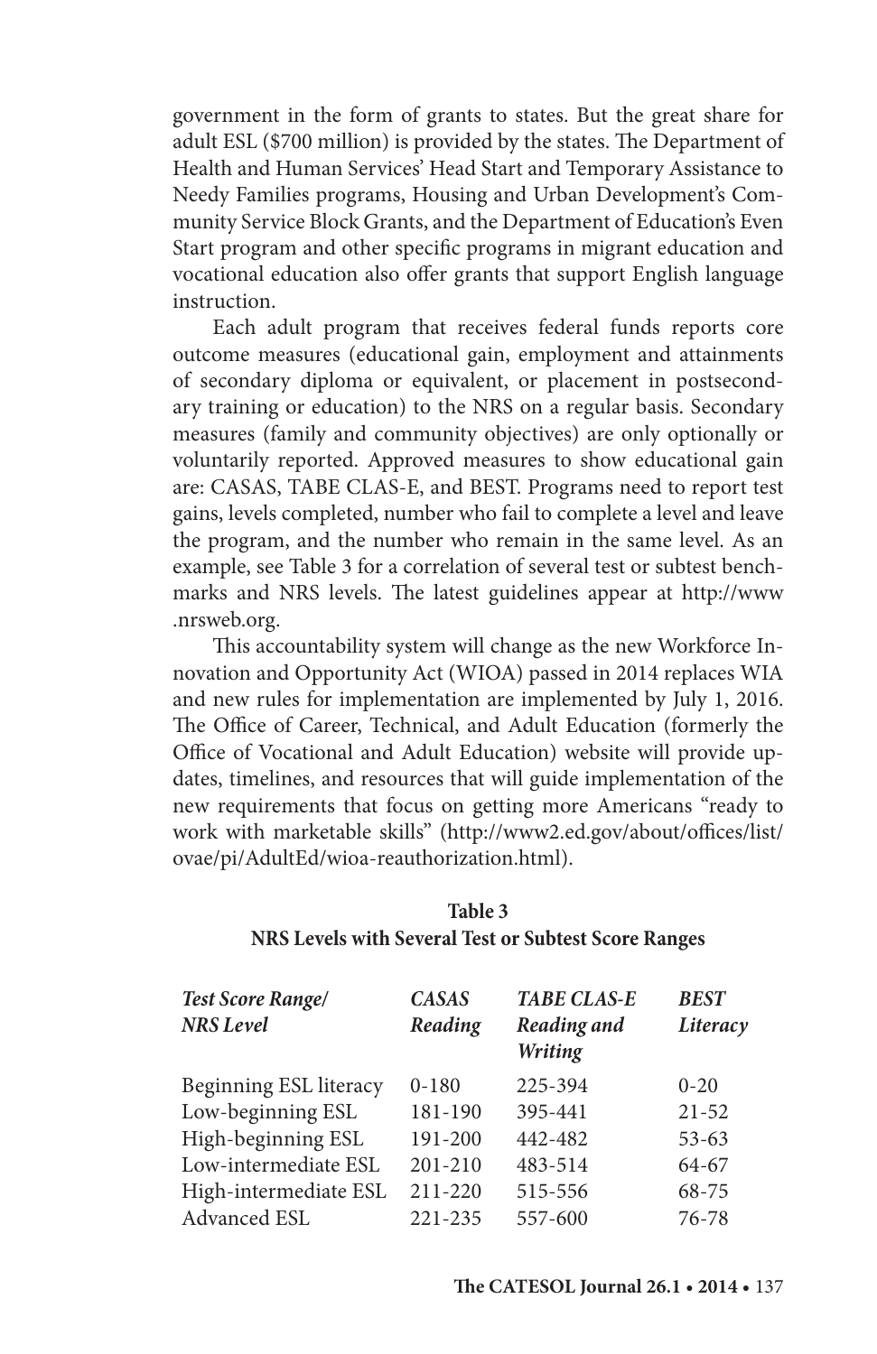government in the form of grants to states. But the great share for adult ESL ($700 million) is provided by the states. The Department of Health and Human Services' Head Start and Temporary Assistance to Needy Families programs, Housing and Urban Development's Community Service Block Grants, and the Department of Education's Even Start program and other specific programs in migrant education and vocational education also offer grants that support English language instruction.

Each adult program that receives federal funds reports core outcome measures (educational gain, employment and attainments of secondary diploma or equivalent, or placement in postsecondary training or education) to the NRS on a regular basis. Secondary measures (family and community objectives) are only optionally or voluntarily reported. Approved measures to show educational gain are: CASAS, TABE CLAS-E, and BEST. Programs need to report test gains, levels completed, number who fail to complete a level and leave the program, and the number who remain in the same level. As an example, see Table 3 for a correlation of several test or subtest benchmarks and NRS levels. The latest guidelines appear at http://www.nrsweb.org.

This accountability system will change as the new Workforce Innovation and Opportunity Act (WIOA) passed in 2014 replaces WIA and new rules for implementation are implemented by July 1, 2016. The Office of Career, Technical, and Adult Education (formerly the Office of Vocational and Adult Education) website will provide updates, timelines, and resources that will guide implementation of the new requirements that focus on getting more Americans "ready to work with marketable skills" (http://www2.ed.gov/about/offices/list/ovae/pi/AdultEd/wioa-reauthorization.html).

**Table 3**
**NRS Levels with Several Test or Subtest Score Ranges**

| *Test Score Range/ NRS Level* | *CASAS Reading* | *TABE CLAS-E Reading and Writing* | *BEST Literacy* |
|---|---|---|---|
| Beginning ESL literacy | 0-180 | 225-394 | 0-20 |
| Low-beginning ESL | 181-190 | 395-441 | 21-52 |
| High-beginning ESL | 191-200 | 442-482 | 53-63 |
| Low-intermediate ESL | 201-210 | 483-514 | 64-67 |
| High-intermediate ESL | 211-220 | 515-556 | 68-75 |
| Advanced ESL | 221-235 | 557-600 | 76-78 |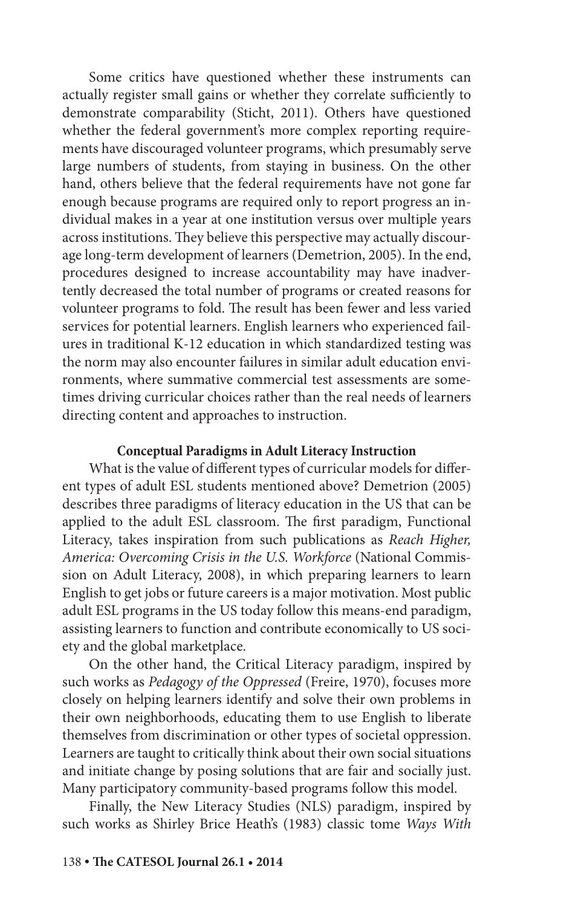Some critics have questioned whether these instruments can actually register small gains or whether they correlate sufficiently to demonstrate comparability (Sticht, 2011). Others have questioned whether the federal government's more complex reporting requirements have discouraged volunteer programs, which presumably serve large numbers of students, from staying in business. On the other hand, others believe that the federal requirements have not gone far enough because programs are required only to report progress an individual makes in a year at one institution versus over multiple years across institutions. They believe this perspective may actually discourage long-term development of learners (Demetrion, 2005). In the end, procedures designed to increase accountability may have inadvertently decreased the total number of programs or created reasons for volunteer programs to fold. The result has been fewer and less varied services for potential learners. English learners who experienced failures in traditional K-12 education in which standardized testing was the norm may also encounter failures in similar adult education environments, where summative commercial test assessments are sometimes driving curricular choices rather than the real needs of learners directing content and approaches to instruction.

### Conceptual Paradigms in Adult Literacy Instruction

What is the value of different types of curricular models for different types of adult ESL students mentioned above? Demetrion (2005) describes three paradigms of literacy education in the US that can be applied to the adult ESL classroom. The first paradigm, Functional Literacy, takes inspiration from such publications as *Reach Higher, America: Overcoming Crisis in the U.S. Workforce* (National Commission on Adult Literacy, 2008), in which preparing learners to learn English to get jobs or future careers is a major motivation. Most public adult ESL programs in the US today follow this means-end paradigm, assisting learners to function and contribute economically to US society and the global marketplace.

On the other hand, the Critical Literacy paradigm, inspired by such works as *Pedagogy of the Oppressed* (Freire, 1970), focuses more closely on helping learners identify and solve their own problems in their own neighborhoods, educating them to use English to liberate themselves from discrimination or other types of societal oppression. Learners are taught to critically think about their own social situations and initiate change by posing solutions that are fair and socially just. Many participatory community-based programs follow this model.

Finally, the New Literacy Studies (NLS) paradigm, inspired by such works as Shirley Brice Heath's (1983) classic tome *Ways With*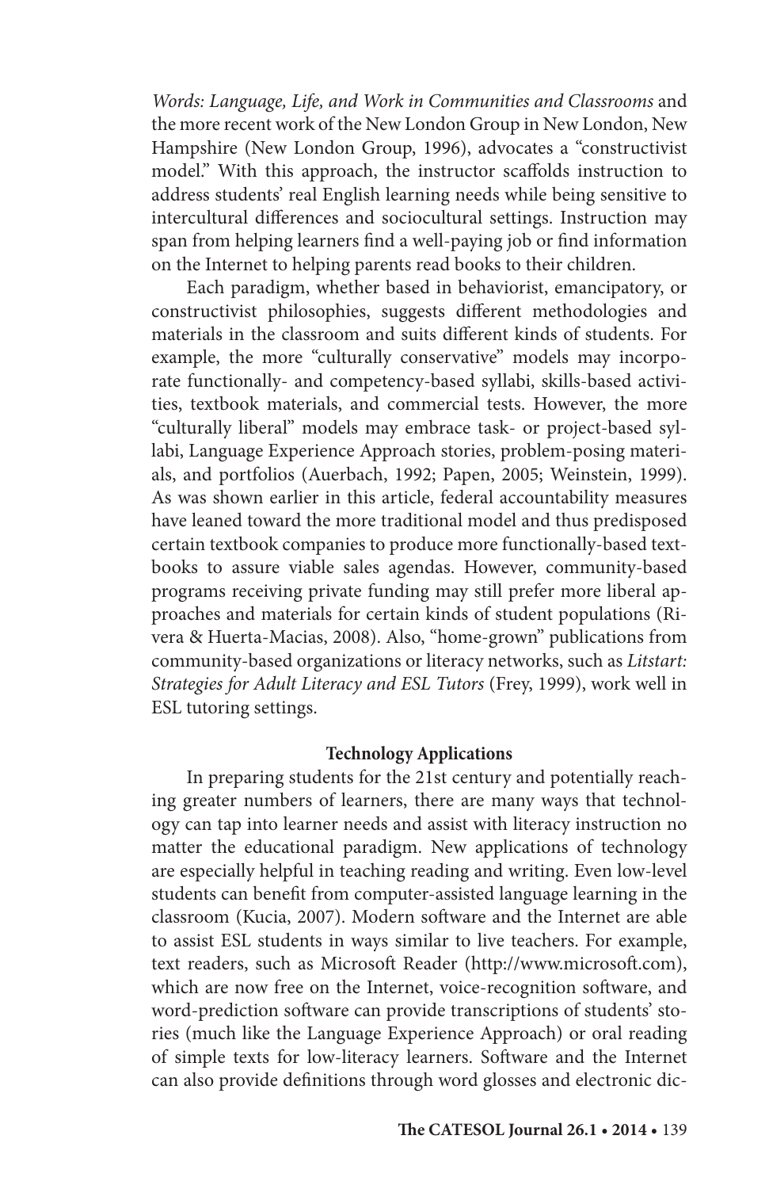*Words: Language, Life, and Work in Communities and Classrooms* and the more recent work of the New London Group in New London, New Hampshire (New London Group, 1996), advocates a "constructivist model." With this approach, the instructor scaffolds instruction to address students' real English learning needs while being sensitive to intercultural differences and sociocultural settings. Instruction may span from helping learners find a well-paying job or find information on the Internet to helping parents read books to their children.

Each paradigm, whether based in behaviorist, emancipatory, or constructivist philosophies, suggests different methodologies and materials in the classroom and suits different kinds of students. For example, the more "culturally conservative" models may incorporate functionally- and competency-based syllabi, skills-based activities, textbook materials, and commercial tests. However, the more "culturally liberal" models may embrace task- or project-based syllabi, Language Experience Approach stories, problem-posing materials, and portfolios (Auerbach, 1992; Papen, 2005; Weinstein, 1999). As was shown earlier in this article, federal accountability measures have leaned toward the more traditional model and thus predisposed certain textbook companies to produce more functionally-based textbooks to assure viable sales agendas. However, community-based programs receiving private funding may still prefer more liberal approaches and materials for certain kinds of student populations (Rivera & Huerta-Macias, 2008). Also, "home-grown" publications from community-based organizations or literacy networks, such as *Litstart: Strategies for Adult Literacy and ESL Tutors* (Frey, 1999), work well in ESL tutoring settings.

### Technology Applications

In preparing students for the 21st century and potentially reaching greater numbers of learners, there are many ways that technology can tap into learner needs and assist with literacy instruction no matter the educational paradigm. New applications of technology are especially helpful in teaching reading and writing. Even low-level students can benefit from computer-assisted language learning in the classroom (Kucia, 2007). Modern software and the Internet are able to assist ESL students in ways similar to live teachers. For example, text readers, such as Microsoft Reader (http://www.microsoft.com), which are now free on the Internet, voice-recognition software, and word-prediction software can provide transcriptions of students' stories (much like the Language Experience Approach) or oral reading of simple texts for low-literacy learners. Software and the Internet can also provide definitions through word glosses and electronic dic-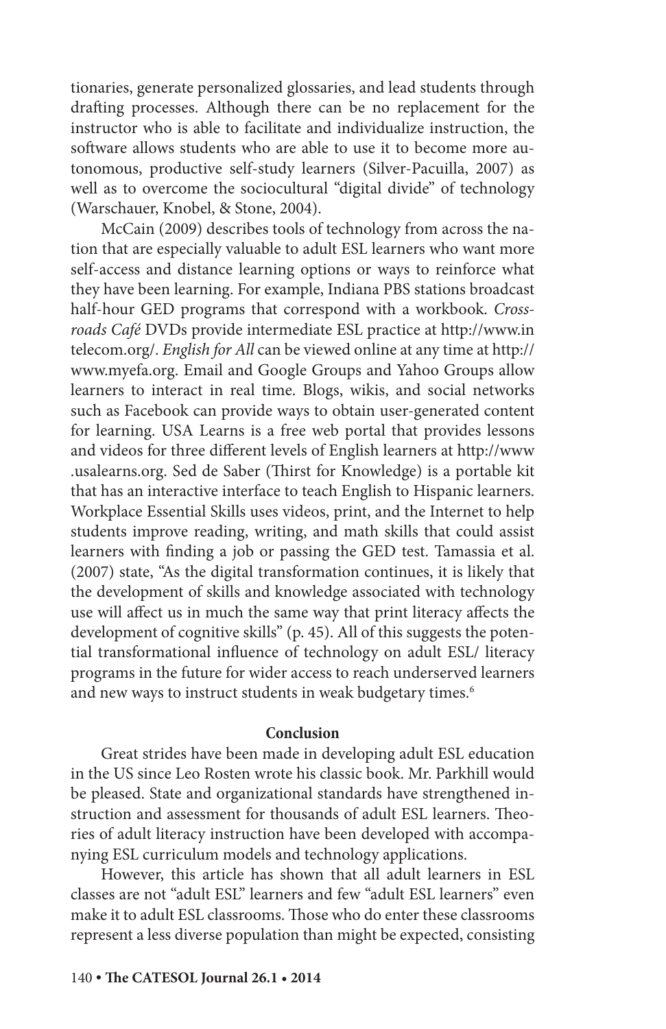tionaries, generate personalized glossaries, and lead students through drafting processes. Although there can be no replacement for the instructor who is able to facilitate and individualize instruction, the software allows students who are able to use it to become more autonomous, productive self-study learners (Silver-Pacuilla, 2007) as well as to overcome the sociocultural "digital divide" of technology (Warschauer, Knobel, & Stone, 2004).

McCain (2009) describes tools of technology from across the nation that are especially valuable to adult ESL learners who want more self-access and distance learning options or ways to reinforce what they have been learning. For example, Indiana PBS stations broadcast half-hour GED programs that correspond with a workbook. *Crossroads Café* DVDs provide intermediate ESL practice at http://www.intelecom.org/. *English for All* can be viewed online at any time at http://www.myefa.org. Email and Google Groups and Yahoo Groups allow learners to interact in real time. Blogs, wikis, and social networks such as Facebook can provide ways to obtain user-generated content for learning. USA Learns is a free web portal that provides lessons and videos for three different levels of English learners at http://www.usalearns.org. Sed de Saber (Thirst for Knowledge) is a portable kit that has an interactive interface to teach English to Hispanic learners. Workplace Essential Skills uses videos, print, and the Internet to help students improve reading, writing, and math skills that could assist learners with finding a job or passing the GED test. Tamassia et al. (2007) state, "As the digital transformation continues, it is likely that the development of skills and knowledge associated with technology use will affect us in much the same way that print literacy affects the development of cognitive skills" (p. 45). All of this suggests the potential transformational influence of technology on adult ESL/ literacy programs in the future for wider access to reach underserved learners and new ways to instruct students in weak budgetary times.[6]

## Conclusion

Great strides have been made in developing adult ESL education in the US since Leo Rosten wrote his classic book. Mr. Parkhill would be pleased. State and organizational standards have strengthened instruction and assessment for thousands of adult ESL learners. Theories of adult literacy instruction have been developed with accompanying ESL curriculum models and technology applications.

However, this article has shown that all adult learners in ESL classes are not "adult ESL" learners and few "adult ESL learners" even make it to adult ESL classrooms. Those who do enter these classrooms represent a less diverse population than might be expected, consisting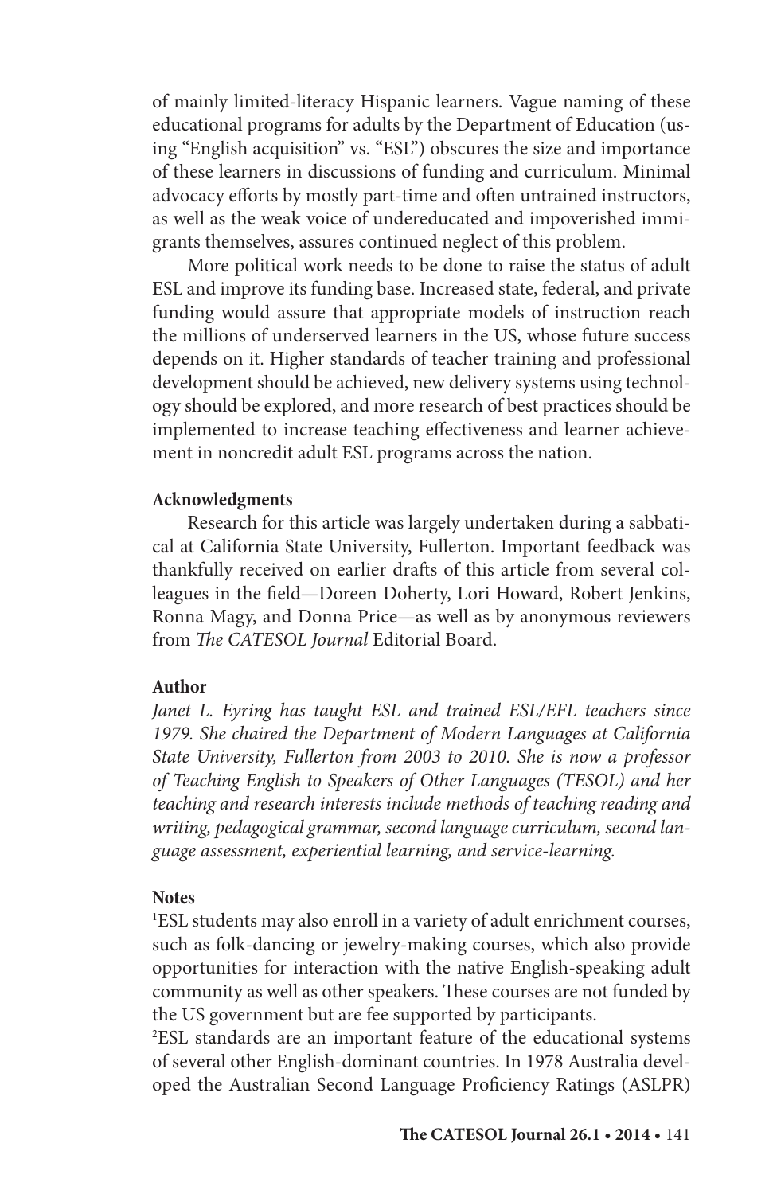of mainly limited-literacy Hispanic learners. Vague naming of these educational programs for adults by the Department of Education (using "English acquisition" vs. "ESL") obscures the size and importance of these learners in discussions of funding and curriculum. Minimal advocacy efforts by mostly part-time and often untrained instructors, as well as the weak voice of undereducated and impoverished immigrants themselves, assures continued neglect of this problem.

More political work needs to be done to raise the status of adult ESL and improve its funding base. Increased state, federal, and private funding would assure that appropriate models of instruction reach the millions of underserved learners in the US, whose future success depends on it. Higher standards of teacher training and professional development should be achieved, new delivery systems using technology should be explored, and more research of best practices should be implemented to increase teaching effectiveness and learner achievement in noncredit adult ESL programs across the nation.

**Acknowledgments**

Research for this article was largely undertaken during a sabbatical at California State University, Fullerton. Important feedback was thankfully received on earlier drafts of this article from several colleagues in the field—Doreen Doherty, Lori Howard, Robert Jenkins, Ronna Magy, and Donna Price—as well as by anonymous reviewers from *The CATESOL Journal* Editorial Board.

**Author**

*Janet L. Eyring has taught ESL and trained ESL/EFL teachers since 1979. She chaired the Department of Modern Languages at California State University, Fullerton from 2003 to 2010. She is now a professor of Teaching English to Speakers of Other Languages (TESOL) and her teaching and research interests include methods of teaching reading and writing, pedagogical grammar, second language curriculum, second language assessment, experiential learning, and service-learning.*

**Notes**

[1]ESL students may also enroll in a variety of adult enrichment courses, such as folk-dancing or jewelry-making courses, which also provide opportunities for interaction with the native English-speaking adult community as well as other speakers. These courses are not funded by the US government but are fee supported by participants.

[2]ESL standards are an important feature of the educational systems of several other English-dominant countries. In 1978 Australia developed the Australian Second Language Proficiency Ratings (ASLPR)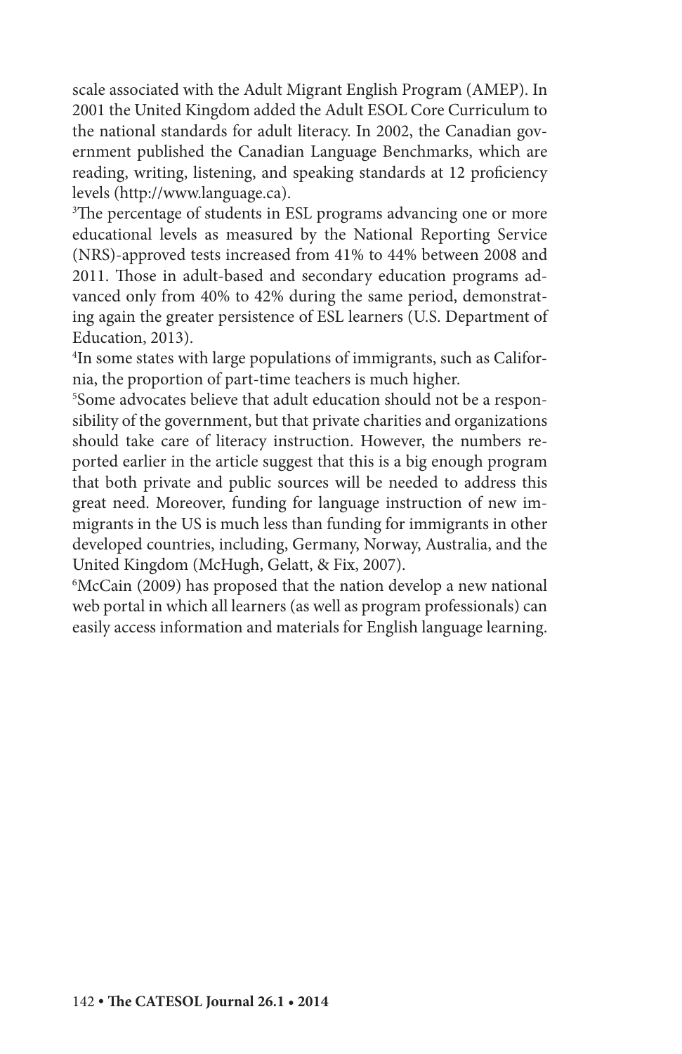scale associated with the Adult Migrant English Program (AMEP). In 2001 the United Kingdom added the Adult ESOL Core Curriculum to the national standards for adult literacy. In 2002, the Canadian government published the Canadian Language Benchmarks, which are reading, writing, listening, and speaking standards at 12 proficiency levels (http://www.language.ca).

[3]The percentage of students in ESL programs advancing one or more educational levels as measured by the National Reporting Service (NRS)-approved tests increased from 41% to 44% between 2008 and 2011. Those in adult-based and secondary education programs advanced only from 40% to 42% during the same period, demonstrating again the greater persistence of ESL learners (U.S. Department of Education, 2013).

[4]In some states with large populations of immigrants, such as California, the proportion of part-time teachers is much higher.

[5]Some advocates believe that adult education should not be a responsibility of the government, but that private charities and organizations should take care of literacy instruction. However, the numbers reported earlier in the article suggest that this is a big enough program that both private and public sources will be needed to address this great need. Moreover, funding for language instruction of new immigrants in the US is much less than funding for immigrants in other developed countries, including, Germany, Norway, Australia, and the United Kingdom (McHugh, Gelatt, & Fix, 2007).

[6]McCain (2009) has proposed that the nation develop a new national web portal in which all learners (as well as program professionals) can easily access information and materials for English language learning.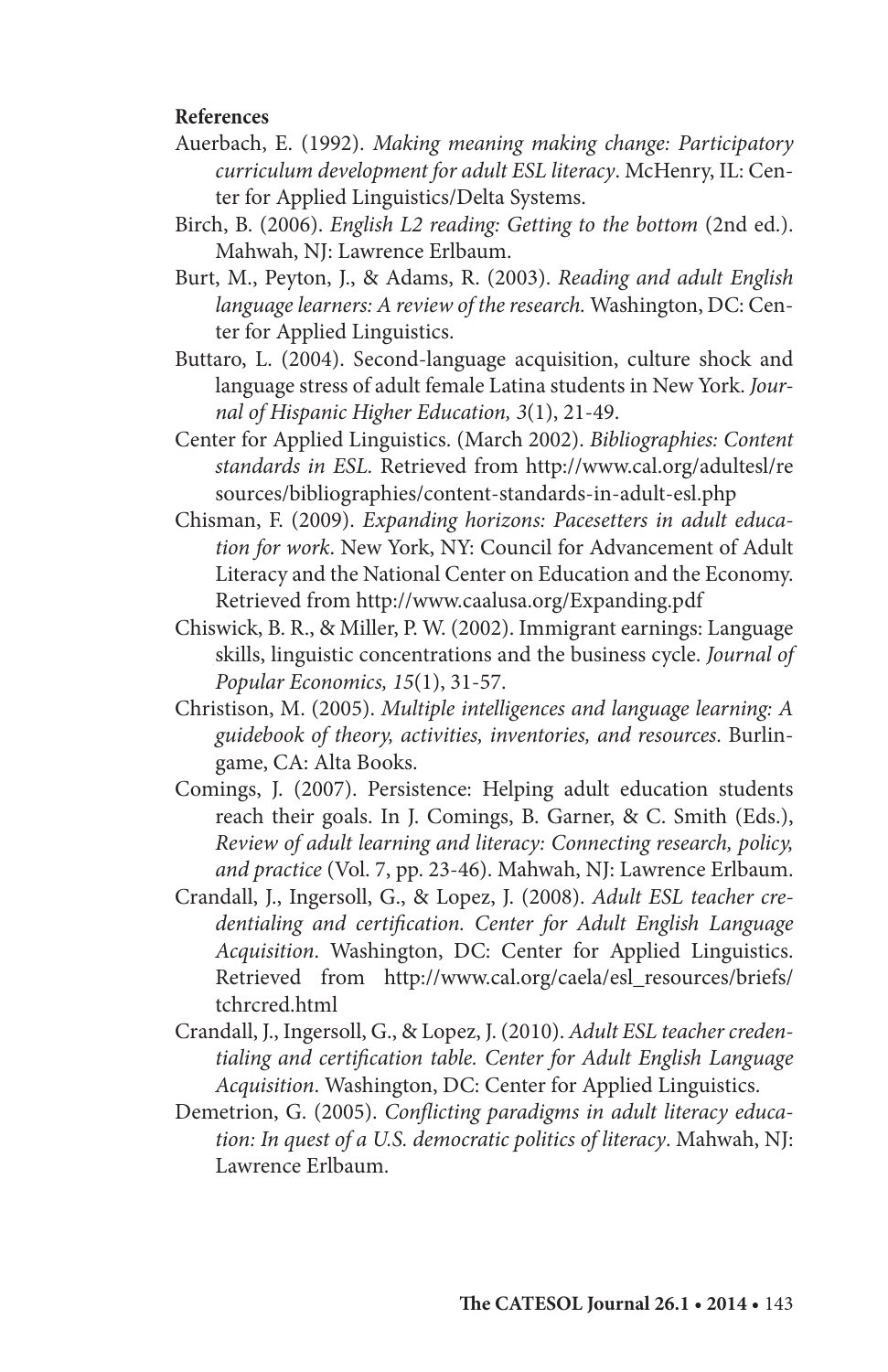**References**

Auerbach, E. (1992). *Making meaning making change: Participatory curriculum development for adult ESL literacy*. McHenry, IL: Center for Applied Linguistics/Delta Systems.

Birch, B. (2006). *English L2 reading: Getting to the bottom* (2nd ed.). Mahwah, NJ: Lawrence Erlbaum.

Burt, M., Peyton, J., & Adams, R. (2003). *Reading and adult English language learners: A review of the research.* Washington, DC: Center for Applied Linguistics.

Buttaro, L. (2004). Second-language acquisition, culture shock and language stress of adult female Latina students in New York. *Journal of Hispanic Higher Education, 3*(1), 21-49.

Center for Applied Linguistics. (March 2002). *Bibliographies: Content standards in ESL.* Retrieved from http://www.cal.org/adultesl/resources/bibliographies/content-standards-in-adult-esl.php

Chisman, F. (2009). *Expanding horizons: Pacesetters in adult education for work*. New York, NY: Council for Advancement of Adult Literacy and the National Center on Education and the Economy. Retrieved from http://www.caalusa.org/Expanding.pdf

Chiswick, B. R., & Miller, P. W. (2002). Immigrant earnings: Language skills, linguistic concentrations and the business cycle. *Journal of Popular Economics, 15*(1), 31-57.

Christison, M. (2005). *Multiple intelligences and language learning: A guidebook of theory, activities, inventories, and resources*. Burlingame, CA: Alta Books.

Comings, J. (2007). Persistence: Helping adult education students reach their goals. In J. Comings, B. Garner, & C. Smith (Eds.), *Review of adult learning and literacy: Connecting research, policy, and practice* (Vol. 7, pp. 23-46). Mahwah, NJ: Lawrence Erlbaum.

Crandall, J., Ingersoll, G., & Lopez, J. (2008). *Adult ESL teacher credentialing and certification. Center for Adult English Language Acquisition*. Washington, DC: Center for Applied Linguistics. Retrieved from http://www.cal.org/caela/esl_resources/briefs/tchrcred.html

Crandall, J., Ingersoll, G., & Lopez, J. (2010). *Adult ESL teacher credentialing and certification table. Center for Adult English Language Acquisition*. Washington, DC: Center for Applied Linguistics.

Demetrion, G. (2005). *Conflicting paradigms in adult literacy education: In quest of a U.S. democratic politics of literacy*. Mahwah, NJ: Lawrence Erlbaum.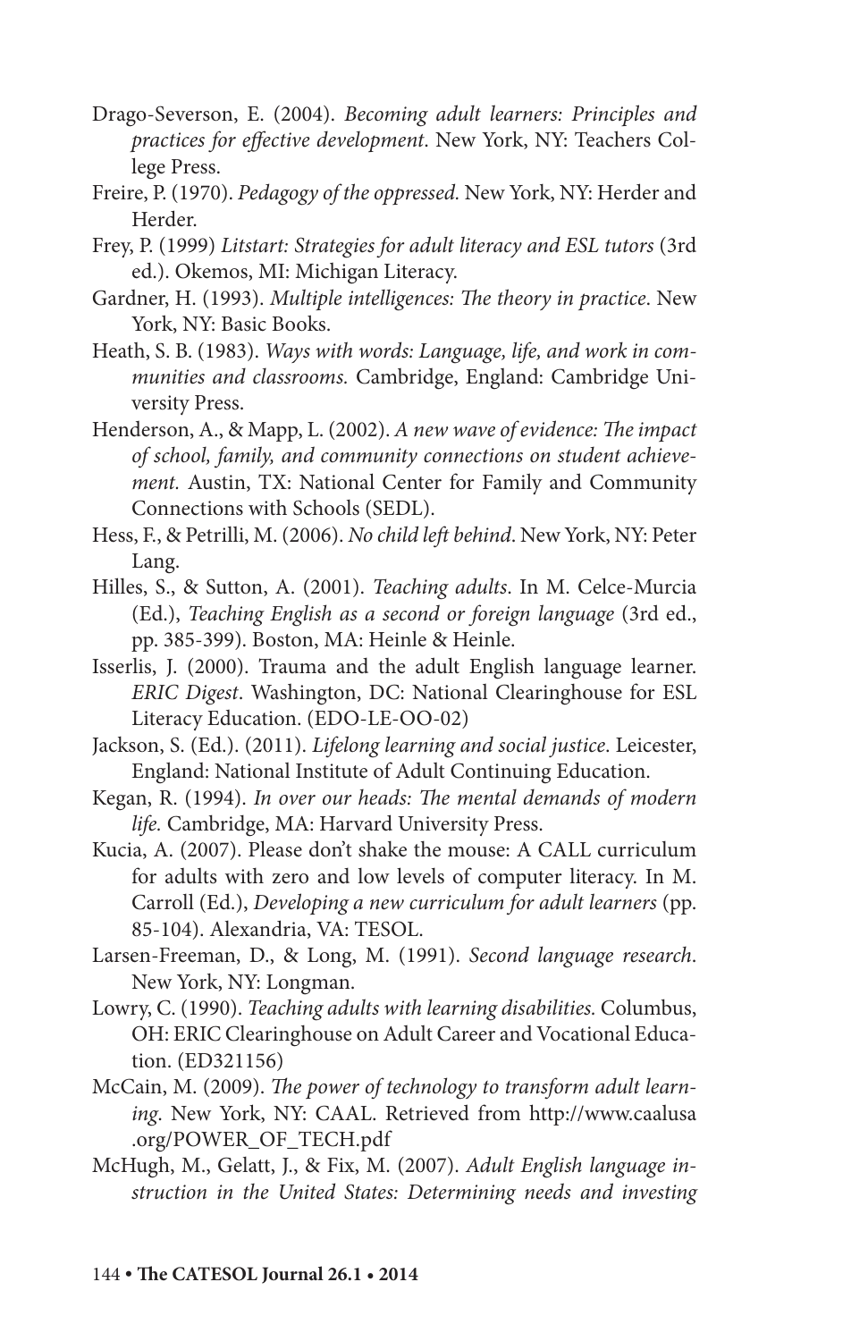Drago-Severson, E. (2004). *Becoming adult learners: Principles and practices for effective development*. New York, NY: Teachers College Press.

Freire, P. (1970). *Pedagogy of the oppressed*. New York, NY: Herder and Herder.

Frey, P. (1999) *Litstart: Strategies for adult literacy and ESL tutors* (3rd ed.). Okemos, MI: Michigan Literacy.

Gardner, H. (1993). *Multiple intelligences: The theory in practice*. New York, NY: Basic Books.

Heath, S. B. (1983). *Ways with words: Language, life, and work in communities and classrooms*. Cambridge, England: Cambridge University Press.

Henderson, A., & Mapp, L. (2002). *A new wave of evidence: The impact of school, family, and community connections on student achievement*. Austin, TX: National Center for Family and Community Connections with Schools (SEDL).

Hess, F., & Petrilli, M. (2006). *No child left behind*. New York, NY: Peter Lang.

Hilles, S., & Sutton, A. (2001). *Teaching adults*. In M. Celce-Murcia (Ed.), *Teaching English as a second or foreign language* (3rd ed., pp. 385-399). Boston, MA: Heinle & Heinle.

Isserlis, J. (2000). Trauma and the adult English language learner. *ERIC Digest*. Washington, DC: National Clearinghouse for ESL Literacy Education. (EDO-LE-OO-02)

Jackson, S. (Ed.). (2011). *Lifelong learning and social justice*. Leicester, England: National Institute of Adult Continuing Education.

Kegan, R. (1994). *In over our heads: The mental demands of modern life*. Cambridge, MA: Harvard University Press.

Kucia, A. (2007). Please don't shake the mouse: A CALL curriculum for adults with zero and low levels of computer literacy. In M. Carroll (Ed.), *Developing a new curriculum for adult learners* (pp. 85-104). Alexandria, VA: TESOL.

Larsen-Freeman, D., & Long, M. (1991). *Second language research*. New York, NY: Longman.

Lowry, C. (1990). *Teaching adults with learning disabilities*. Columbus, OH: ERIC Clearinghouse on Adult Career and Vocational Education. (ED321156)

McCain, M. (2009). *The power of technology to transform adult learning*. New York, NY: CAAL. Retrieved from http://www.caalusa.org/POWER_OF_TECH.pdf

McHugh, M., Gelatt, J., & Fix, M. (2007). *Adult English language instruction in the United States: Determining needs and investing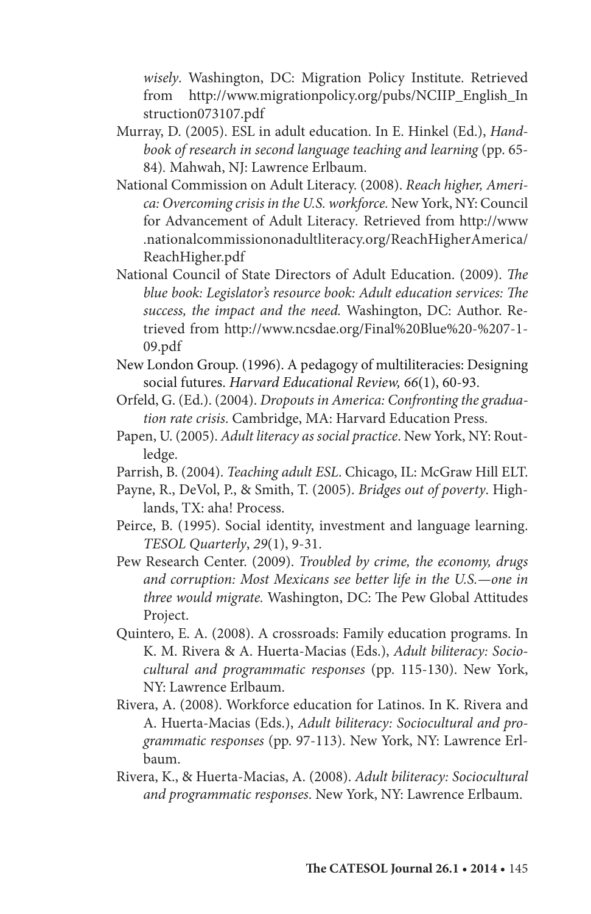*wisely*. Washington, DC: Migration Policy Institute. Retrieved from http://www.migrationpolicy.org/pubs/NCIIP_English_Instruction073107.pdf

Murray, D. (2005). ESL in adult education. In E. Hinkel (Ed.), *Handbook of research in second language teaching and learning* (pp. 65-84). Mahwah, NJ: Lawrence Erlbaum.

National Commission on Adult Literacy. (2008). *Reach higher, America: Overcoming crisis in the U.S. workforce.* New York, NY: Council for Advancement of Adult Literacy. Retrieved from http://www.nationalcommissiononadultliteracy.org/ReachHigherAmerica/ReachHigher.pdf

National Council of State Directors of Adult Education. (2009). *The blue book: Legislator's resource book: Adult education services: The success, the impact and the need.* Washington, DC: Author. Retrieved from http://www.ncsdae.org/Final%20Blue%20-%207-1-09.pdf

New London Group. (1996). A pedagogy of multiliteracies: Designing social futures. *Harvard Educational Review, 66*(1), 60-93.

Orfeld, G. (Ed.). (2004). *Dropouts in America: Confronting the graduation rate crisis*. Cambridge, MA: Harvard Education Press.

Papen, U. (2005). *Adult literacy as social practice*. New York, NY: Routledge.

Parrish, B. (2004). *Teaching adult ESL*. Chicago, IL: McGraw Hill ELT.

Payne, R., DeVol, P., & Smith, T. (2005). *Bridges out of poverty*. Highlands, TX: aha! Process.

Peirce, B. (1995). Social identity, investment and language learning. *TESOL Quarterly*, *29*(1), 9-31.

Pew Research Center. (2009). *Troubled by crime, the economy, drugs and corruption: Most Mexicans see better life in the U.S.—one in three would migrate.* Washington, DC: The Pew Global Attitudes Project.

Quintero, E. A. (2008). A crossroads: Family education programs. In K. M. Rivera & A. Huerta-Macias (Eds.), *Adult biliteracy: Sociocultural and programmatic responses* (pp. 115-130). New York, NY: Lawrence Erlbaum.

Rivera, A. (2008). Workforce education for Latinos. In K. Rivera and A. Huerta-Macias (Eds.), *Adult biliteracy: Sociocultural and programmatic responses* (pp. 97-113). New York, NY: Lawrence Erlbaum.

Rivera, K., & Huerta-Macias, A. (2008). *Adult biliteracy: Sociocultural and programmatic responses*. New York, NY: Lawrence Erlbaum.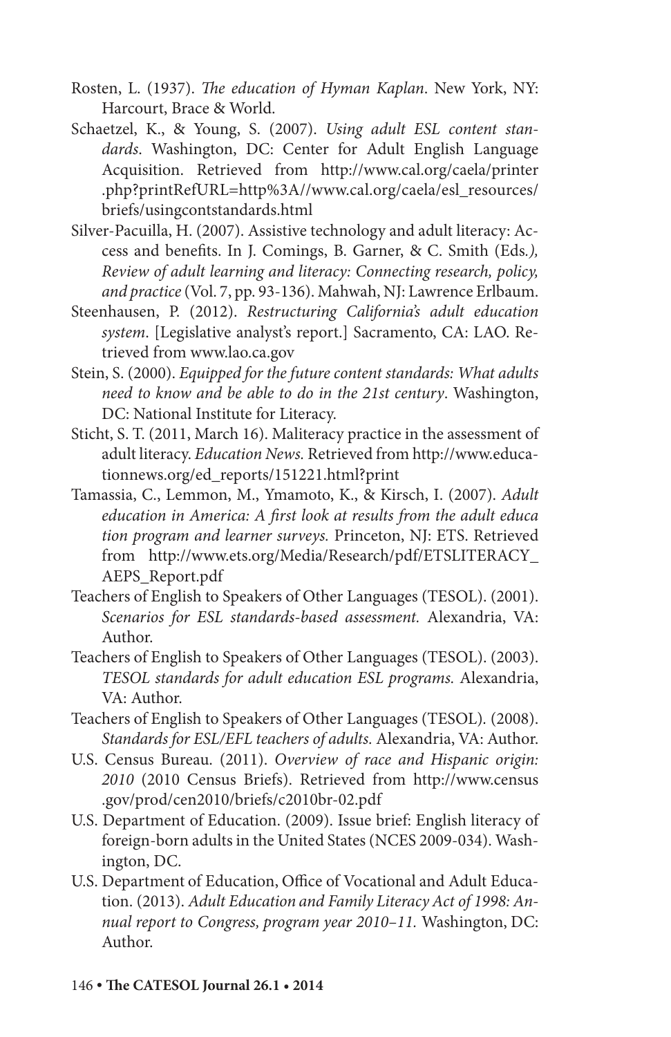Rosten, L. (1937). *The education of Hyman Kaplan*. New York, NY: Harcourt, Brace & World.

Schaetzel, K., & Young, S. (2007). *Using adult ESL content standards*. Washington, DC: Center for Adult English Language Acquisition. Retrieved from http://www.cal.org/caela/printer.php?printRefURL=http%3A//www.cal.org/caela/esl_resources/briefs/usingcontstandards.html

Silver-Pacuilla, H. (2007). Assistive technology and adult literacy: Access and benefits. In J. Comings, B. Garner, & C. Smith (Eds*.), Review of adult learning and literacy: Connecting research, policy, and practice* (Vol. 7, pp. 93-136). Mahwah, NJ: Lawrence Erlbaum.

Steenhausen, P. (2012). *Restructuring California's adult education system*. [Legislative analyst's report.] Sacramento, CA: LAO. Retrieved from www.lao.ca.gov

Stein, S. (2000). *Equipped for the future content standards: What adults need to know and be able to do in the 21st century*. Washington, DC: National Institute for Literacy.

Sticht, S. T. (2011, March 16). Maliteracy practice in the assessment of adult literacy. *Education News.* Retrieved from http://www.educationnews.org/ed_reports/151221.html?print

Tamassia, C., Lemmon, M., Ymamoto, K., & Kirsch, I. (2007). *Adult education in America: A first look at results from the adult educa tion program and learner surveys.* Princeton, NJ: ETS. Retrieved from http://www.ets.org/Media/Research/pdf/ETSLITERACY_AEPS_Report.pdf

Teachers of English to Speakers of Other Languages (TESOL). (2001). *Scenarios for ESL standards-based assessment.* Alexandria, VA: Author.

Teachers of English to Speakers of Other Languages (TESOL). (2003). *TESOL standards for adult education ESL programs.* Alexandria, VA: Author.

Teachers of English to Speakers of Other Languages (TESOL). (2008). *Standards for ESL/EFL teachers of adults.* Alexandria, VA: Author.

U.S. Census Bureau. (2011). *Overview of race and Hispanic origin: 2010* (2010 Census Briefs). Retrieved from http://www.census.gov/prod/cen2010/briefs/c2010br-02.pdf

U.S. Department of Education. (2009). Issue brief: English literacy of foreign-born adults in the United States (NCES 2009-034). Washington, DC.

U.S. Department of Education, Office of Vocational and Adult Education. (2013). *Adult Education and Family Literacy Act of 1998: Annual report to Congress, program year 2010–11.* Washington, DC: Author.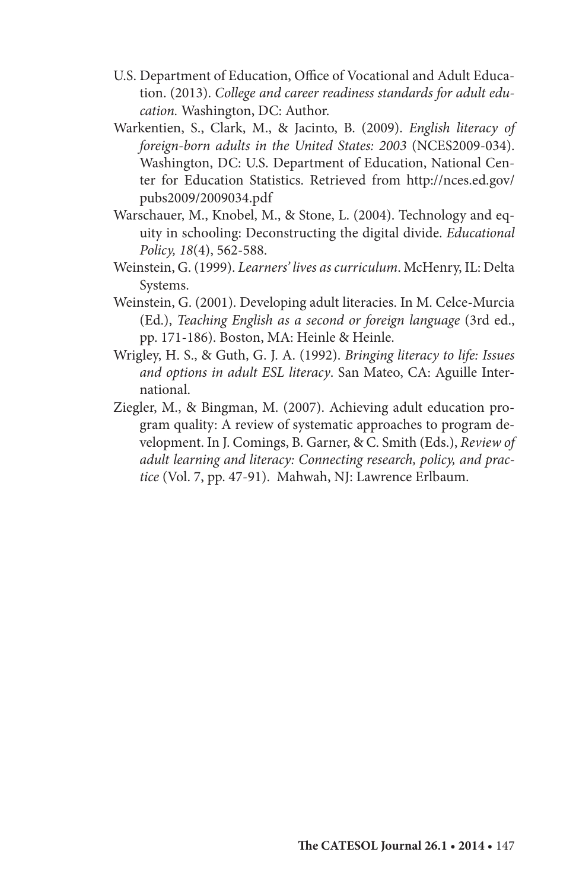U.S. Department of Education, Office of Vocational and Adult Education. (2013). *College and career readiness standards for adult education.* Washington, DC: Author.

Warkentien, S., Clark, M., & Jacinto, B. (2009). *English literacy of foreign-born adults in the United States: 2003* (NCES2009-034). Washington, DC: U.S. Department of Education, National Center for Education Statistics. Retrieved from http://nces.ed.gov/pubs2009/2009034.pdf

Warschauer, M., Knobel, M., & Stone, L. (2004). Technology and equity in schooling: Deconstructing the digital divide. *Educational Policy, 18*(4), 562-588.

Weinstein, G. (1999). *Learners' lives as curriculum*. McHenry, IL: Delta Systems.

Weinstein, G. (2001). Developing adult literacies. In M. Celce-Murcia (Ed.), *Teaching English as a second or foreign language* (3rd ed., pp. 171-186). Boston, MA: Heinle & Heinle.

Wrigley, H. S., & Guth, G. J. A. (1992). *Bringing literacy to life: Issues and options in adult ESL literacy*. San Mateo, CA: Aguille International.

Ziegler, M., & Bingman, M. (2007). Achieving adult education program quality: A review of systematic approaches to program development. In J. Comings, B. Garner, & C. Smith (Eds.), *Review of adult learning and literacy: Connecting research, policy, and practice* (Vol. 7, pp. 47-91). Mahwah, NJ: Lawrence Erlbaum.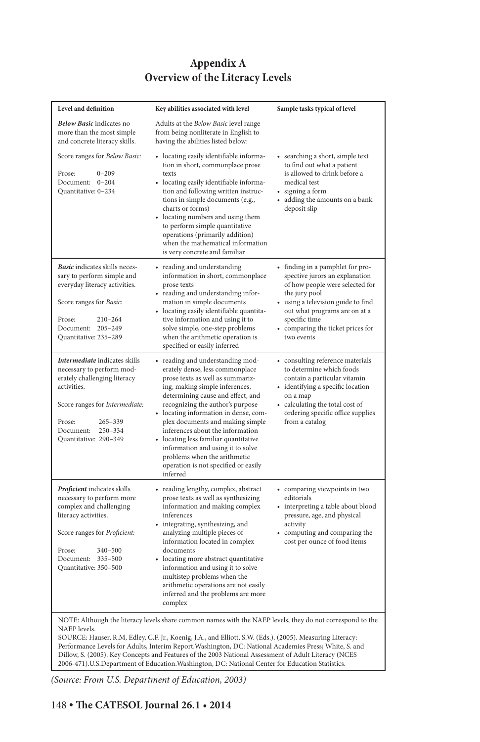# Appendix A
## Overview of the Literacy Levels

| Level and definition | Key abilities associated with level | Sample tasks typical of level |
|---|---|---|
| ***Below Basic*** indicates no more than the most simple and concrete literacy skills.<br><br>Score ranges for *Below Basic:*<br><br>Prose: 0–209<br>Document: 0–204<br>Quantitative: 0–234 | Adults at the *Below Basic* level range from being nonliterate in English to having the abilities listed below:<br><br>• locating easily identifiable information in short, commonplace prose texts<br>• locating easily identifiable information and following written instructions in simple documents (e.g., charts or forms)<br>• locating numbers and using them to perform simple quantitative operations (primarily addition) when the mathematical information is very concrete and familiar | • searching a short, simple text to find out what a patient is allowed to drink before a medical test<br>• signing a form<br>• adding the amounts on a bank deposit slip |
| ***Basic*** indicates skills necessary to perform simple and everyday literacy activities.<br><br>Score ranges for *Basic:*<br><br>Prose: 210–264<br>Document: 205–249<br>Quantitative: 235–289 | • reading and understanding information in short, commonplace prose texts<br>• reading and understanding information in simple documents<br>• locating easily identifiable quantitative information and using it to solve simple, one-step problems when the arithmetic operation is specified or easily inferred | • finding in a pamphlet for prospective jurors an explanation of how people were selected for the jury pool<br>• using a television guide to find out what programs are on at a specific time<br>• comparing the ticket prices for two events |
| ***Intermediate*** indicates skills necessary to perform moderately challenging literacy activities.<br><br>Score ranges for *Intermediate:*<br><br>Prose: 265–339<br>Document: 250–334<br>Quantitative: 290–349 | • reading and understanding moderately dense, less commonplace prose texts as well as summarizing, making simple inferences, determining cause and effect, and recognizing the author's purpose<br>• locating information in dense, complex documents and making simple inferences about the information<br>• locating less familiar quantitative information and using it to solve problems when the arithmetic operation is not specified or easily inferred | • consulting reference materials to determine which foods contain a particular vitamin<br>• identifying a specific location on a map<br>• calculating the total cost of ordering specific office supplies from a catalog |
| ***Proficient*** indicates skills necessary to perform more complex and challenging literacy activities.<br><br>Score ranges for *Proficient:*<br><br>Prose: 340–500<br>Document: 335–500<br>Quantitative: 350–500 | • reading lengthy, complex, abstract prose texts as well as synthesizing information and making complex inferences<br>• integrating, synthesizing, and analyzing multiple pieces of information located in complex documents<br>• locating more abstract quantitative information and using it to solve multistep problems when the arithmetic operations are not easily inferred and the problems are more complex | • comparing viewpoints in two editorials<br>• interpreting a table about blood pressure, age, and physical activity<br>• computing and comparing the cost per ounce of food items |

NOTE: Although the literacy levels share common names with the NAEP levels, they do not correspond to the NAEP levels.
SOURCE: Hauser, R.M, Edley, C.F. Jr., Koenig, J.A., and Elliott, S.W. (Eds.). (2005). Measuring Literacy: Performance Levels for Adults, Interim Report.Washington, DC: National Academies Press; White, S. and Dillow, S. (2005). Key Concepts and Features of the 2003 National Assessment of Adult Literacy (NCES 2006-471).U.S.Department of Education.Washington, DC: National Center for Education Statistics.

*(Source: From U.S. Department of Education, 2003)*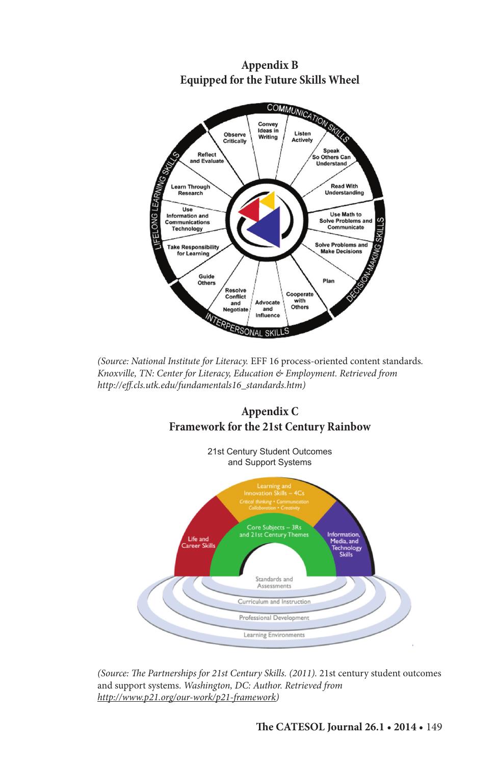## Appendix B
## Equipped for the Future Skills Wheel

COMMUNICATION SKILLS
Convey Ideas in Writing
Listen Actively
Speak So Others Can Understand
Read With Understanding
Observe Critically

DECISION-MAKING SKILLS
Use Math to Solve Problems and Communicate
Solve Problems and Make Decisions
Plan

INTERPERSONAL SKILLS
Cooperate with Others
Advocate and Influence
Resolve Conflict and Negotiate
Guide Others

LIFELONG LEARNING SKILLS
Take Responsibility for Learning
Use Information and Communications Technology
Learn Through Research
Reflect and Evaluate

*(Source: National Institute for Literacy.* EFF 16 process-oriented content standards. *Knoxville, TN: Center for Literacy, Education & Employment. Retrieved from http://eff.cls.utk.edu/fundamentals16_standards.htm)*

## Appendix C
## Framework for the 21st Century Rainbow

21st Century Student Outcomes and Support Systems

Learning and Innovation Skills – 4Cs
Critical thinking • Communication
Collaboration • Creativity

Life and Career Skills

Core Subjects – 3Rs and 21st Century Themes

Information, Media, and Technology Skills

Standards and Assessments
Curriculum and Instruction
Professional Development
Learning Environments

*(Source: The Partnerships for 21st Century Skills. (2011).* 21st century student outcomes and support systems. *Washington, DC: Author. Retrieved from http://www.p21.org/our-work/p21-framework)*